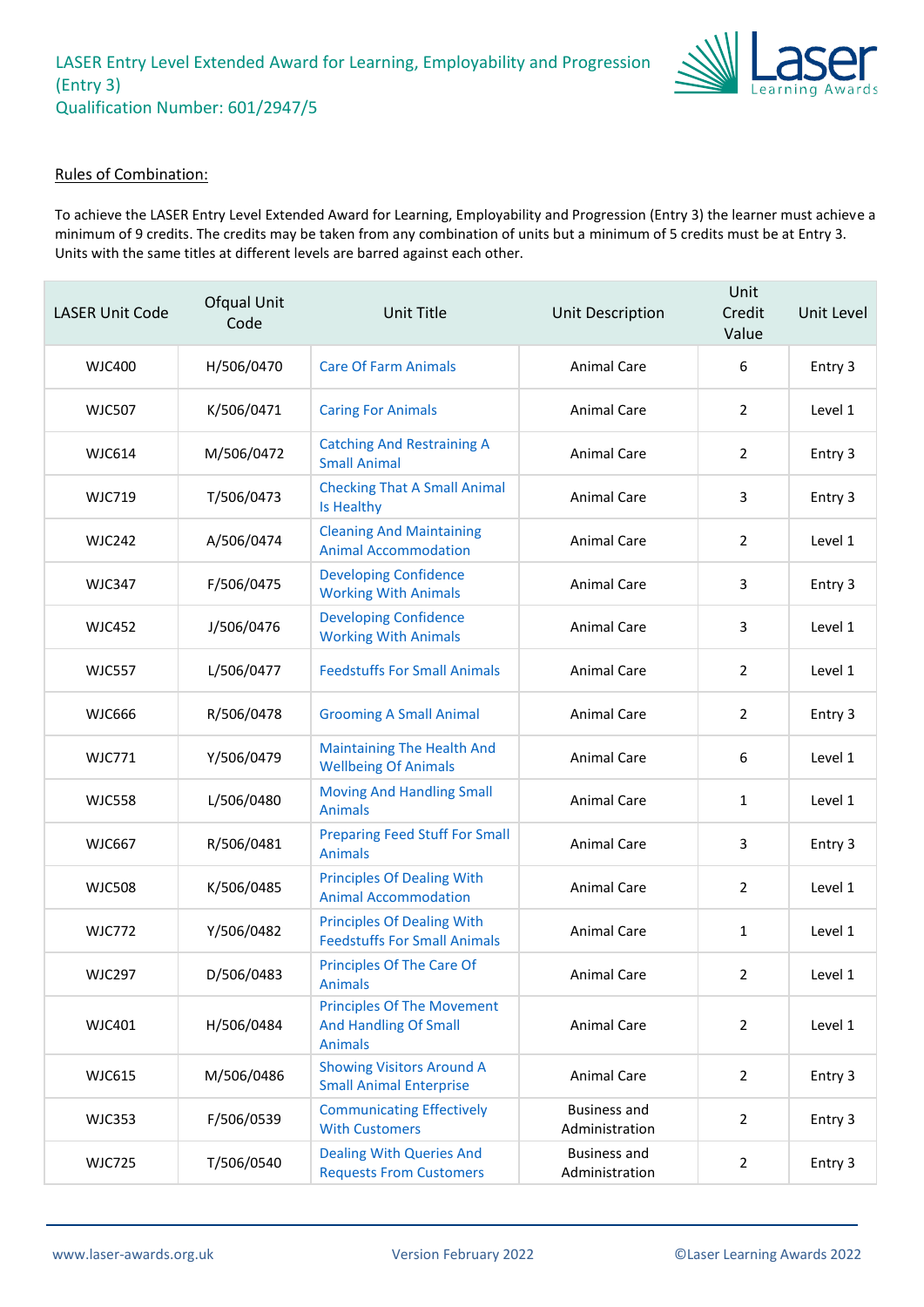# LASER Entry Level Extended Award for Learning, Employability and Progression (Entry 3)
## Qualification Number: 601/2947/5

**Rules of Combination:**

To achieve the LASER Entry Level Extended Award for Learning, Employability and Progression (Entry 3) the learner must achieve a minimum of 9 credits. The credits may be taken from any combination of units but a minimum of 5 credits must be at Entry 3. Units with the same titles at different levels are barred against each other.

| LASER Unit Code | Ofqual Unit Code | Unit Title | Unit Description | Unit Credit Value | Unit Level |
|---|---|---|---|---|---|
| WJC400 | H/506/0470 | Care Of Farm Animals | Animal Care | 6 | Entry 3 |
| WJC507 | K/506/0471 | Caring For Animals | Animal Care | 2 | Level 1 |
| WJC614 | M/506/0472 | Catching And Restraining A Small Animal | Animal Care | 2 | Entry 3 |
| WJC719 | T/506/0473 | Checking That A Small Animal Is Healthy | Animal Care | 3 | Entry 3 |
| WJC242 | A/506/0474 | Cleaning And Maintaining Animal Accommodation | Animal Care | 2 | Level 1 |
| WJC347 | F/506/0475 | Developing Confidence Working With Animals | Animal Care | 3 | Entry 3 |
| WJC452 | J/506/0476 | Developing Confidence Working With Animals | Animal Care | 3 | Level 1 |
| WJC557 | L/506/0477 | Feedstuffs For Small Animals | Animal Care | 2 | Level 1 |
| WJC666 | R/506/0478 | Grooming A Small Animal | Animal Care | 2 | Entry 3 |
| WJC771 | Y/506/0479 | Maintaining The Health And Wellbeing Of Animals | Animal Care | 6 | Level 1 |
| WJC558 | L/506/0480 | Moving And Handling Small Animals | Animal Care | 1 | Level 1 |
| WJC667 | R/506/0481 | Preparing Feed Stuff For Small Animals | Animal Care | 3 | Entry 3 |
| WJC508 | K/506/0485 | Principles Of Dealing With Animal Accommodation | Animal Care | 2 | Level 1 |
| WJC772 | Y/506/0482 | Principles Of Dealing With Feedstuffs For Small Animals | Animal Care | 1 | Level 1 |
| WJC297 | D/506/0483 | Principles Of The Care Of Animals | Animal Care | 2 | Level 1 |
| WJC401 | H/506/0484 | Principles Of The Movement And Handling Of Small Animals | Animal Care | 2 | Level 1 |
| WJC615 | M/506/0486 | Showing Visitors Around A Small Animal Enterprise | Animal Care | 2 | Entry 3 |
| WJC353 | F/506/0539 | Communicating Effectively With Customers | Business and Administration | 2 | Entry 3 |
| WJC725 | T/506/0540 | Dealing With Queries And Requests From Customers | Business and Administration | 2 | Entry 3 |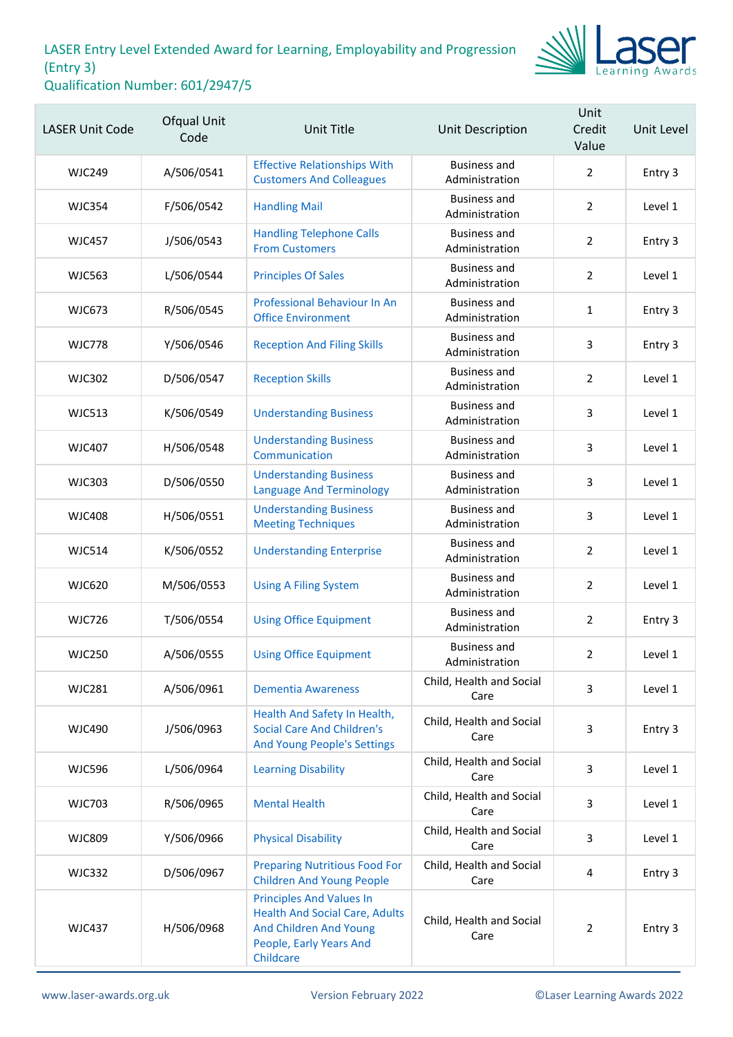# LASER Entry Level Extended Award for Learning, Employability and Progression (Entry 3)

Qualification Number: 601/2947/5

| LASER Unit Code | Ofqual Unit Code | Unit Title | Unit Description | Unit Credit Value | Unit Level |
|---|---|---|---|---|---|
| WJC249 | A/506/0541 | Effective Relationships With Customers And Colleagues | Business and Administration | 2 | Entry 3 |
| WJC354 | F/506/0542 | Handling Mail | Business and Administration | 2 | Level 1 |
| WJC457 | J/506/0543 | Handling Telephone Calls From Customers | Business and Administration | 2 | Entry 3 |
| WJC563 | L/506/0544 | Principles Of Sales | Business and Administration | 2 | Level 1 |
| WJC673 | R/506/0545 | Professional Behaviour In An Office Environment | Business and Administration | 1 | Entry 3 |
| WJC778 | Y/506/0546 | Reception And Filing Skills | Business and Administration | 3 | Entry 3 |
| WJC302 | D/506/0547 | Reception Skills | Business and Administration | 2 | Level 1 |
| WJC513 | K/506/0549 | Understanding Business | Business and Administration | 3 | Level 1 |
| WJC407 | H/506/0548 | Understanding Business Communication | Business and Administration | 3 | Level 1 |
| WJC303 | D/506/0550 | Understanding Business Language And Terminology | Business and Administration | 3 | Level 1 |
| WJC408 | H/506/0551 | Understanding Business Meeting Techniques | Business and Administration | 3 | Level 1 |
| WJC514 | K/506/0552 | Understanding Enterprise | Business and Administration | 2 | Level 1 |
| WJC620 | M/506/0553 | Using A Filing System | Business and Administration | 2 | Level 1 |
| WJC726 | T/506/0554 | Using Office Equipment | Business and Administration | 2 | Entry 3 |
| WJC250 | A/506/0555 | Using Office Equipment | Business and Administration | 2 | Level 1 |
| WJC281 | A/506/0961 | Dementia Awareness | Child, Health and Social Care | 3 | Level 1 |
| WJC490 | J/506/0963 | Health And Safety In Health, Social Care And Children's And Young People's Settings | Child, Health and Social Care | 3 | Entry 3 |
| WJC596 | L/506/0964 | Learning Disability | Child, Health and Social Care | 3 | Level 1 |
| WJC703 | R/506/0965 | Mental Health | Child, Health and Social Care | 3 | Level 1 |
| WJC809 | Y/506/0966 | Physical Disability | Child, Health and Social Care | 3 | Level 1 |
| WJC332 | D/506/0967 | Preparing Nutritious Food For Children And Young People | Child, Health and Social Care | 4 | Entry 3 |
| WJC437 | H/506/0968 | Principles And Values In Health And Social Care, Adults And Children And Young People, Early Years And Childcare | Child, Health and Social Care | 2 | Entry 3 |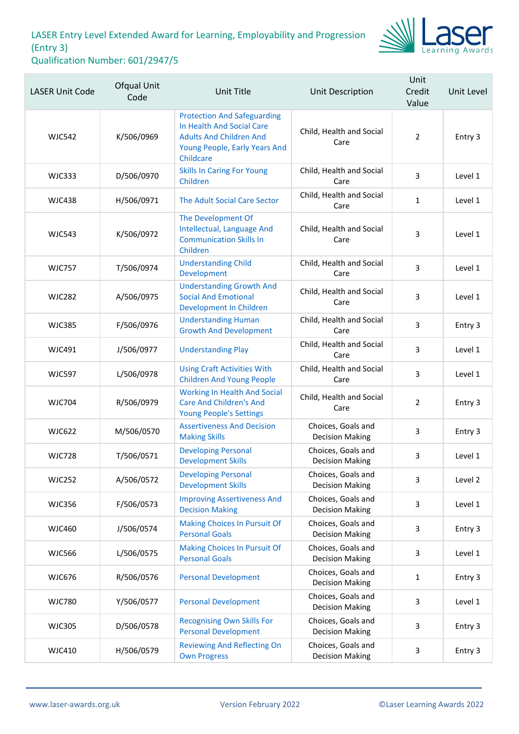# LASER Entry Level Extended Award for Learning, Employability and Progression (Entry 3)

Qualification Number: 601/2947/5

| LASER Unit Code | Ofqual Unit Code | Unit Title | Unit Description | Unit Credit Value | Unit Level |
|---|---|---|---|---|---|
| WJC542 | K/506/0969 | Protection And Safeguarding In Health And Social Care Adults And Children And Young People, Early Years And Childcare | Child, Health and Social Care | 2 | Entry 3 |
| WJC333 | D/506/0970 | Skills In Caring For Young Children | Child, Health and Social Care | 3 | Level 1 |
| WJC438 | H/506/0971 | The Adult Social Care Sector | Child, Health and Social Care | 1 | Level 1 |
| WJC543 | K/506/0972 | The Development Of Intellectual, Language And Communication Skills In Children | Child, Health and Social Care | 3 | Level 1 |
| WJC757 | T/506/0974 | Understanding Child Development | Child, Health and Social Care | 3 | Level 1 |
| WJC282 | A/506/0975 | Understanding Growth And Social And Emotional Development In Children | Child, Health and Social Care | 3 | Level 1 |
| WJC385 | F/506/0976 | Understanding Human Growth And Development | Child, Health and Social Care | 3 | Entry 3 |
| WJC491 | J/506/0977 | Understanding Play | Child, Health and Social Care | 3 | Level 1 |
| WJC597 | L/506/0978 | Using Craft Activities With Children And Young People | Child, Health and Social Care | 3 | Level 1 |
| WJC704 | R/506/0979 | Working In Health And Social Care And Children's And Young People's Settings | Child, Health and Social Care | 2 | Entry 3 |
| WJC622 | M/506/0570 | Assertiveness And Decision Making Skills | Choices, Goals and Decision Making | 3 | Entry 3 |
| WJC728 | T/506/0571 | Developing Personal Development Skills | Choices, Goals and Decision Making | 3 | Level 1 |
| WJC252 | A/506/0572 | Developing Personal Development Skills | Choices, Goals and Decision Making | 3 | Level 2 |
| WJC356 | F/506/0573 | Improving Assertiveness And Decision Making | Choices, Goals and Decision Making | 3 | Level 1 |
| WJC460 | J/506/0574 | Making Choices In Pursuit Of Personal Goals | Choices, Goals and Decision Making | 3 | Entry 3 |
| WJC566 | L/506/0575 | Making Choices In Pursuit Of Personal Goals | Choices, Goals and Decision Making | 3 | Level 1 |
| WJC676 | R/506/0576 | Personal Development | Choices, Goals and Decision Making | 1 | Entry 3 |
| WJC780 | Y/506/0577 | Personal Development | Choices, Goals and Decision Making | 3 | Level 1 |
| WJC305 | D/506/0578 | Recognising Own Skills For Personal Development | Choices, Goals and Decision Making | 3 | Entry 3 |
| WJC410 | H/506/0579 | Reviewing And Reflecting On Own Progress | Choices, Goals and Decision Making | 3 | Entry 3 |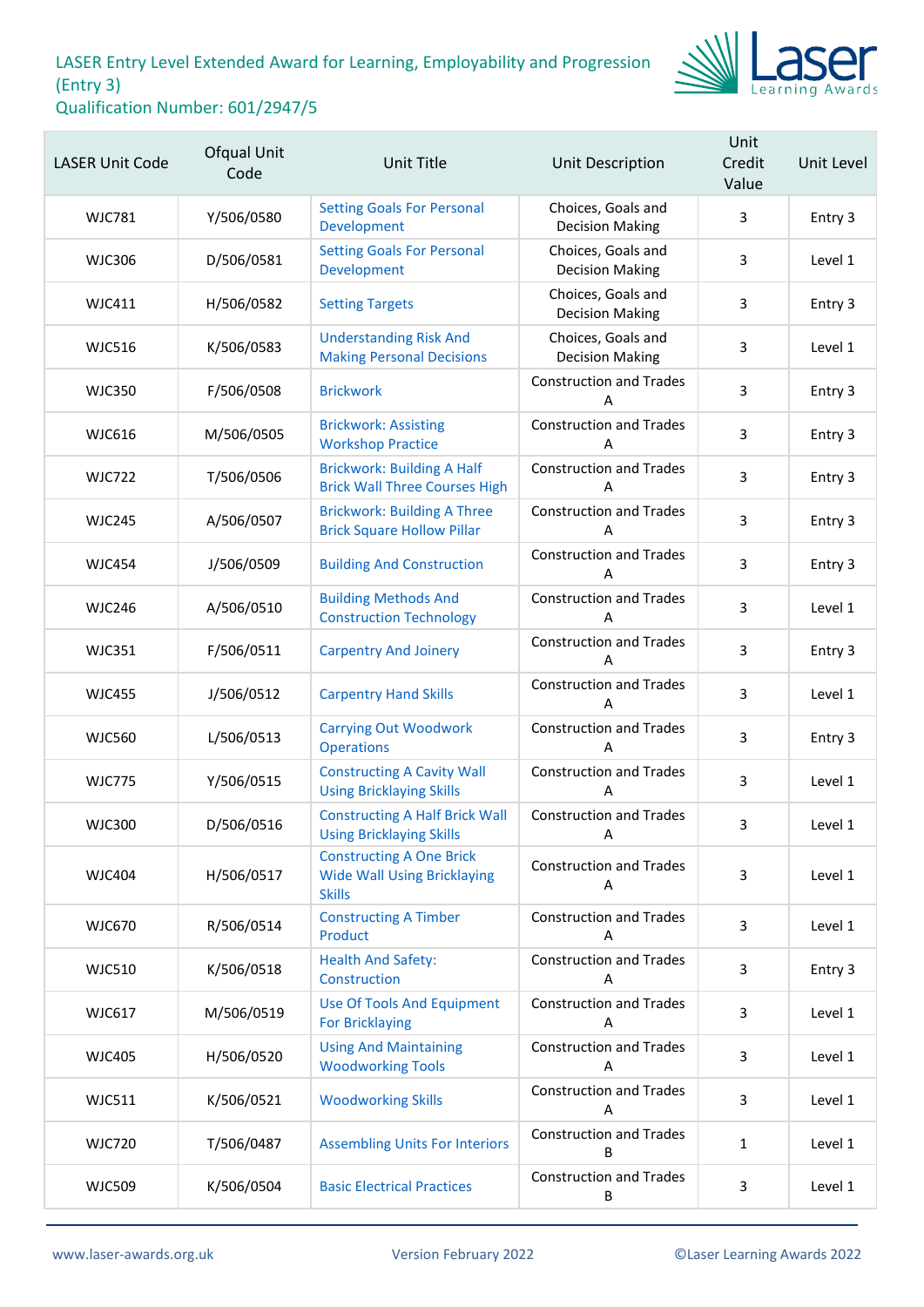LASER Entry Level Extended Award for Learning, Employability and Progression (Entry 3)
Qualification Number: 601/2947/5

| LASER Unit Code | Ofqual Unit Code | Unit Title | Unit Description | Unit Credit Value | Unit Level |
|---|---|---|---|---|---|
| WJC781 | Y/506/0580 | Setting Goals For Personal Development | Choices, Goals and Decision Making | 3 | Entry 3 |
| WJC306 | D/506/0581 | Setting Goals For Personal Development | Choices, Goals and Decision Making | 3 | Level 1 |
| WJC411 | H/506/0582 | Setting Targets | Choices, Goals and Decision Making | 3 | Entry 3 |
| WJC516 | K/506/0583 | Understanding Risk And Making Personal Decisions | Choices, Goals and Decision Making | 3 | Level 1 |
| WJC350 | F/506/0508 | Brickwork | Construction and Trades A | 3 | Entry 3 |
| WJC616 | M/506/0505 | Brickwork: Assisting Workshop Practice | Construction and Trades A | 3 | Entry 3 |
| WJC722 | T/506/0506 | Brickwork: Building A Half Brick Wall Three Courses High | Construction and Trades A | 3 | Entry 3 |
| WJC245 | A/506/0507 | Brickwork: Building A Three Brick Square Hollow Pillar | Construction and Trades A | 3 | Entry 3 |
| WJC454 | J/506/0509 | Building And Construction | Construction and Trades A | 3 | Entry 3 |
| WJC246 | A/506/0510 | Building Methods And Construction Technology | Construction and Trades A | 3 | Level 1 |
| WJC351 | F/506/0511 | Carpentry And Joinery | Construction and Trades A | 3 | Entry 3 |
| WJC455 | J/506/0512 | Carpentry Hand Skills | Construction and Trades A | 3 | Level 1 |
| WJC560 | L/506/0513 | Carrying Out Woodwork Operations | Construction and Trades A | 3 | Entry 3 |
| WJC775 | Y/506/0515 | Constructing A Cavity Wall Using Bricklaying Skills | Construction and Trades A | 3 | Level 1 |
| WJC300 | D/506/0516 | Constructing A Half Brick Wall Using Bricklaying Skills | Construction and Trades A | 3 | Level 1 |
| WJC404 | H/506/0517 | Constructing A One Brick Wide Wall Using Bricklaying Skills | Construction and Trades A | 3 | Level 1 |
| WJC670 | R/506/0514 | Constructing A Timber Product | Construction and Trades A | 3 | Level 1 |
| WJC510 | K/506/0518 | Health And Safety: Construction | Construction and Trades A | 3 | Entry 3 |
| WJC617 | M/506/0519 | Use Of Tools And Equipment For Bricklaying | Construction and Trades A | 3 | Level 1 |
| WJC405 | H/506/0520 | Using And Maintaining Woodworking Tools | Construction and Trades A | 3 | Level 1 |
| WJC511 | K/506/0521 | Woodworking Skills | Construction and Trades A | 3 | Level 1 |
| WJC720 | T/506/0487 | Assembling Units For Interiors | Construction and Trades B | 1 | Level 1 |
| WJC509 | K/506/0504 | Basic Electrical Practices | Construction and Trades B | 3 | Level 1 |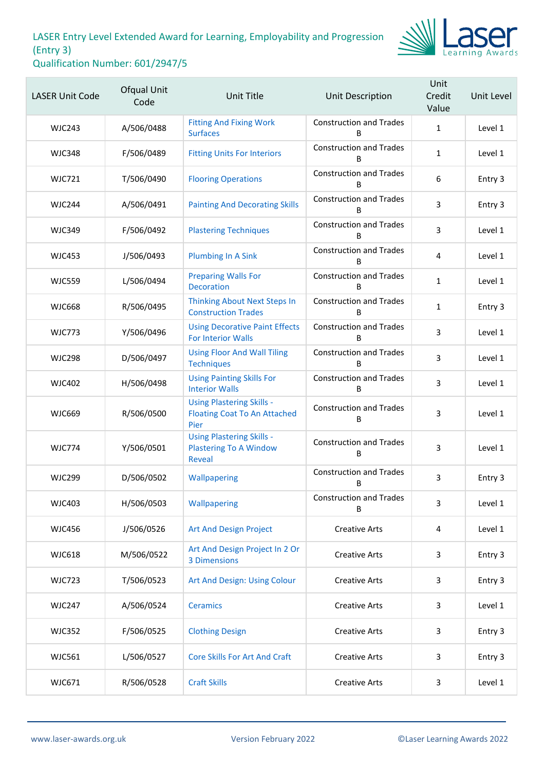# LASER Entry Level Extended Award for Learning, Employability and Progression (Entry 3)

## Qualification Number: 601/2947/5

| LASER Unit Code | Ofqual Unit Code | Unit Title | Unit Description | Unit Credit Value | Unit Level |
|---|---|---|---|---|---|
| WJC243 | A/506/0488 | Fitting And Fixing Work Surfaces | Construction and Trades B | 1 | Level 1 |
| WJC348 | F/506/0489 | Fitting Units For Interiors | Construction and Trades B | 1 | Level 1 |
| WJC721 | T/506/0490 | Flooring Operations | Construction and Trades B | 6 | Entry 3 |
| WJC244 | A/506/0491 | Painting And Decorating Skills | Construction and Trades B | 3 | Entry 3 |
| WJC349 | F/506/0492 | Plastering Techniques | Construction and Trades B | 3 | Level 1 |
| WJC453 | J/506/0493 | Plumbing In A Sink | Construction and Trades B | 4 | Level 1 |
| WJC559 | L/506/0494 | Preparing Walls For Decoration | Construction and Trades B | 1 | Level 1 |
| WJC668 | R/506/0495 | Thinking About Next Steps In Construction Trades | Construction and Trades B | 1 | Entry 3 |
| WJC773 | Y/506/0496 | Using Decorative Paint Effects For Interior Walls | Construction and Trades B | 3 | Level 1 |
| WJC298 | D/506/0497 | Using Floor And Wall Tiling Techniques | Construction and Trades B | 3 | Level 1 |
| WJC402 | H/506/0498 | Using Painting Skills For Interior Walls | Construction and Trades B | 3 | Level 1 |
| WJC669 | R/506/0500 | Using Plastering Skills - Floating Coat To An Attached Pier | Construction and Trades B | 3 | Level 1 |
| WJC774 | Y/506/0501 | Using Plastering Skills - Plastering To A Window Reveal | Construction and Trades B | 3 | Level 1 |
| WJC299 | D/506/0502 | Wallpapering | Construction and Trades B | 3 | Entry 3 |
| WJC403 | H/506/0503 | Wallpapering | Construction and Trades B | 3 | Level 1 |
| WJC456 | J/506/0526 | Art And Design Project | Creative Arts | 4 | Level 1 |
| WJC618 | M/506/0522 | Art And Design Project In 2 Or 3 Dimensions | Creative Arts | 3 | Entry 3 |
| WJC723 | T/506/0523 | Art And Design: Using Colour | Creative Arts | 3 | Entry 3 |
| WJC247 | A/506/0524 | Ceramics | Creative Arts | 3 | Level 1 |
| WJC352 | F/506/0525 | Clothing Design | Creative Arts | 3 | Entry 3 |
| WJC561 | L/506/0527 | Core Skills For Art And Craft | Creative Arts | 3 | Entry 3 |
| WJC671 | R/506/0528 | Craft Skills | Creative Arts | 3 | Level 1 |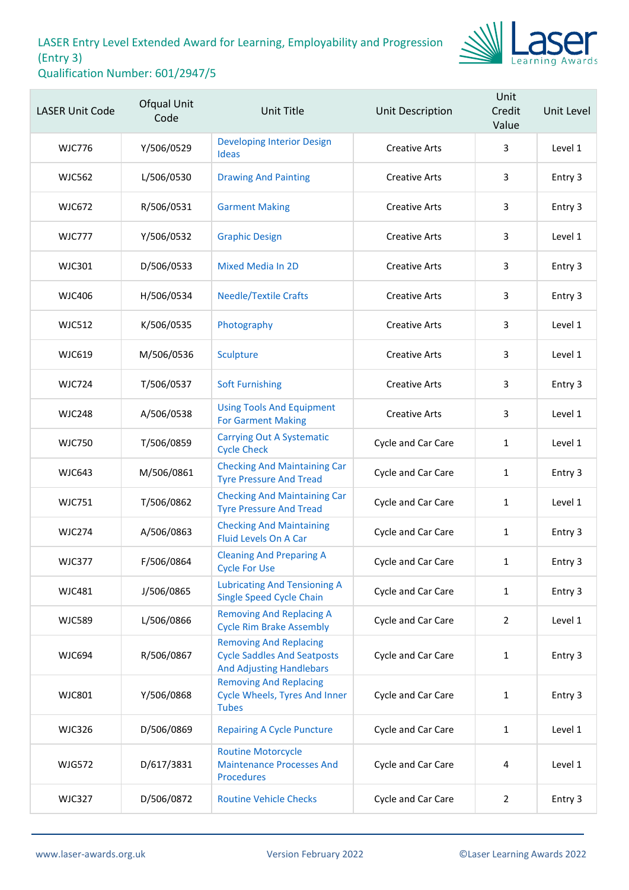LASER Entry Level Extended Award for Learning, Employability and Progression (Entry 3)
Qualification Number: 601/2947/5

| LASER Unit Code | Ofqual Unit Code | Unit Title | Unit Description | Unit Credit Value | Unit Level |
|---|---|---|---|---|---|
| WJC776 | Y/506/0529 | Developing Interior Design Ideas | Creative Arts | 3 | Level 1 |
| WJC562 | L/506/0530 | Drawing And Painting | Creative Arts | 3 | Entry 3 |
| WJC672 | R/506/0531 | Garment Making | Creative Arts | 3 | Entry 3 |
| WJC777 | Y/506/0532 | Graphic Design | Creative Arts | 3 | Level 1 |
| WJC301 | D/506/0533 | Mixed Media In 2D | Creative Arts | 3 | Entry 3 |
| WJC406 | H/506/0534 | Needle/Textile Crafts | Creative Arts | 3 | Entry 3 |
| WJC512 | K/506/0535 | Photography | Creative Arts | 3 | Level 1 |
| WJC619 | M/506/0536 | Sculpture | Creative Arts | 3 | Level 1 |
| WJC724 | T/506/0537 | Soft Furnishing | Creative Arts | 3 | Entry 3 |
| WJC248 | A/506/0538 | Using Tools And Equipment For Garment Making | Creative Arts | 3 | Level 1 |
| WJC750 | T/506/0859 | Carrying Out A Systematic Cycle Check | Cycle and Car Care | 1 | Level 1 |
| WJC643 | M/506/0861 | Checking And Maintaining Car Tyre Pressure And Tread | Cycle and Car Care | 1 | Entry 3 |
| WJC751 | T/506/0862 | Checking And Maintaining Car Tyre Pressure And Tread | Cycle and Car Care | 1 | Level 1 |
| WJC274 | A/506/0863 | Checking And Maintaining Fluid Levels On A Car | Cycle and Car Care | 1 | Entry 3 |
| WJC377 | F/506/0864 | Cleaning And Preparing A Cycle For Use | Cycle and Car Care | 1 | Entry 3 |
| WJC481 | J/506/0865 | Lubricating And Tensioning A Single Speed Cycle Chain | Cycle and Car Care | 1 | Entry 3 |
| WJC589 | L/506/0866 | Removing And Replacing A Cycle Rim Brake Assembly | Cycle and Car Care | 2 | Level 1 |
| WJC694 | R/506/0867 | Removing And Replacing Cycle Saddles And Seatposts And Adjusting Handlebars | Cycle and Car Care | 1 | Entry 3 |
| WJC801 | Y/506/0868 | Removing And Replacing Cycle Wheels, Tyres And Inner Tubes | Cycle and Car Care | 1 | Entry 3 |
| WJC326 | D/506/0869 | Repairing A Cycle Puncture | Cycle and Car Care | 1 | Level 1 |
| WJG572 | D/617/3831 | Routine Motorcycle Maintenance Processes And Procedures | Cycle and Car Care | 4 | Level 1 |
| WJC327 | D/506/0872 | Routine Vehicle Checks | Cycle and Car Care | 2 | Entry 3 |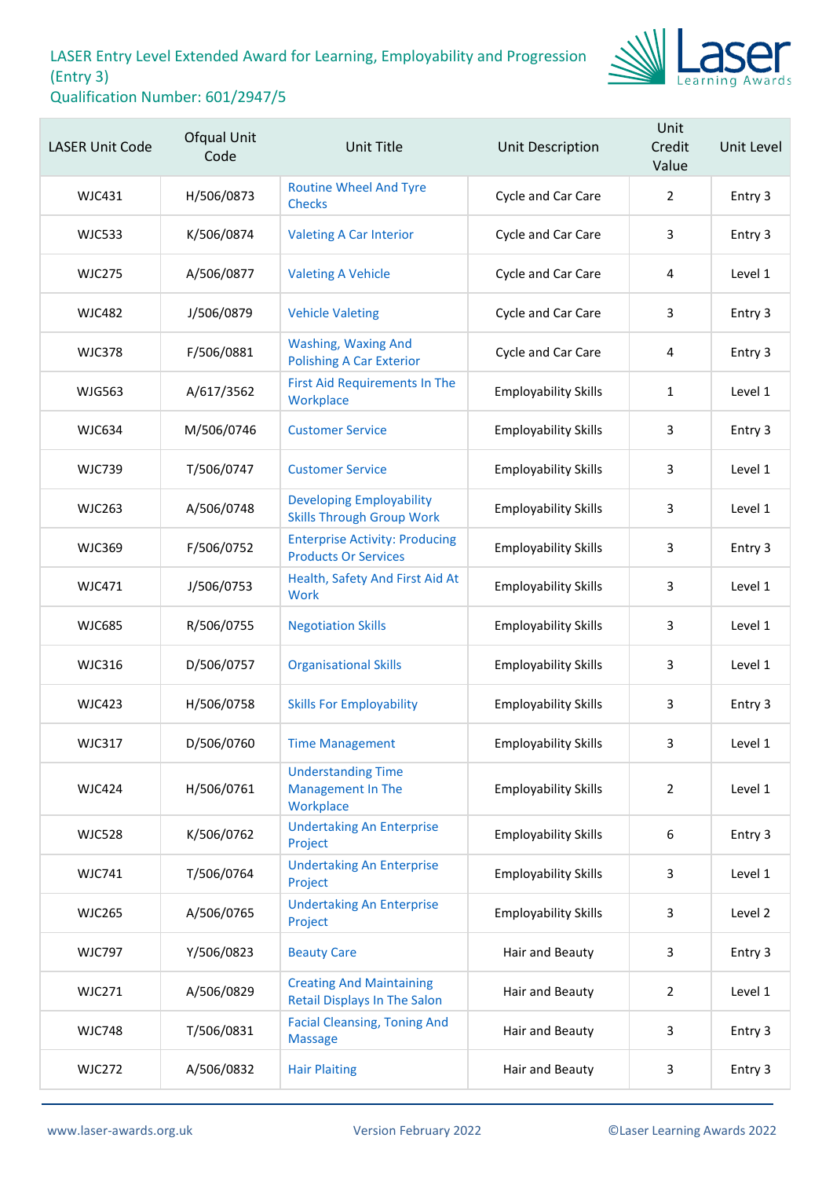LASER Entry Level Extended Award for Learning, Employability and Progression (Entry 3)
Qualification Number: 601/2947/5

| LASER Unit Code | Ofqual Unit Code | Unit Title | Unit Description | Unit Credit Value | Unit Level |
|---|---|---|---|---|---|
| WJC431 | H/506/0873 | Routine Wheel And Tyre Checks | Cycle and Car Care | 2 | Entry 3 |
| WJC533 | K/506/0874 | Valeting A Car Interior | Cycle and Car Care | 3 | Entry 3 |
| WJC275 | A/506/0877 | Valeting A Vehicle | Cycle and Car Care | 4 | Level 1 |
| WJC482 | J/506/0879 | Vehicle Valeting | Cycle and Car Care | 3 | Entry 3 |
| WJC378 | F/506/0881 | Washing, Waxing And Polishing A Car Exterior | Cycle and Car Care | 4 | Entry 3 |
| WJG563 | A/617/3562 | First Aid Requirements In The Workplace | Employability Skills | 1 | Level 1 |
| WJC634 | M/506/0746 | Customer Service | Employability Skills | 3 | Entry 3 |
| WJC739 | T/506/0747 | Customer Service | Employability Skills | 3 | Level 1 |
| WJC263 | A/506/0748 | Developing Employability Skills Through Group Work | Employability Skills | 3 | Level 1 |
| WJC369 | F/506/0752 | Enterprise Activity: Producing Products Or Services | Employability Skills | 3 | Entry 3 |
| WJC471 | J/506/0753 | Health, Safety And First Aid At Work | Employability Skills | 3 | Level 1 |
| WJC685 | R/506/0755 | Negotiation Skills | Employability Skills | 3 | Level 1 |
| WJC316 | D/506/0757 | Organisational Skills | Employability Skills | 3 | Level 1 |
| WJC423 | H/506/0758 | Skills For Employability | Employability Skills | 3 | Entry 3 |
| WJC317 | D/506/0760 | Time Management | Employability Skills | 3 | Level 1 |
| WJC424 | H/506/0761 | Understanding Time Management In The Workplace | Employability Skills | 2 | Level 1 |
| WJC528 | K/506/0762 | Undertaking An Enterprise Project | Employability Skills | 6 | Entry 3 |
| WJC741 | T/506/0764 | Undertaking An Enterprise Project | Employability Skills | 3 | Level 1 |
| WJC265 | A/506/0765 | Undertaking An Enterprise Project | Employability Skills | 3 | Level 2 |
| WJC797 | Y/506/0823 | Beauty Care | Hair and Beauty | 3 | Entry 3 |
| WJC271 | A/506/0829 | Creating And Maintaining Retail Displays In The Salon | Hair and Beauty | 2 | Level 1 |
| WJC748 | T/506/0831 | Facial Cleansing, Toning And Massage | Hair and Beauty | 3 | Entry 3 |
| WJC272 | A/506/0832 | Hair Plaiting | Hair and Beauty | 3 | Entry 3 |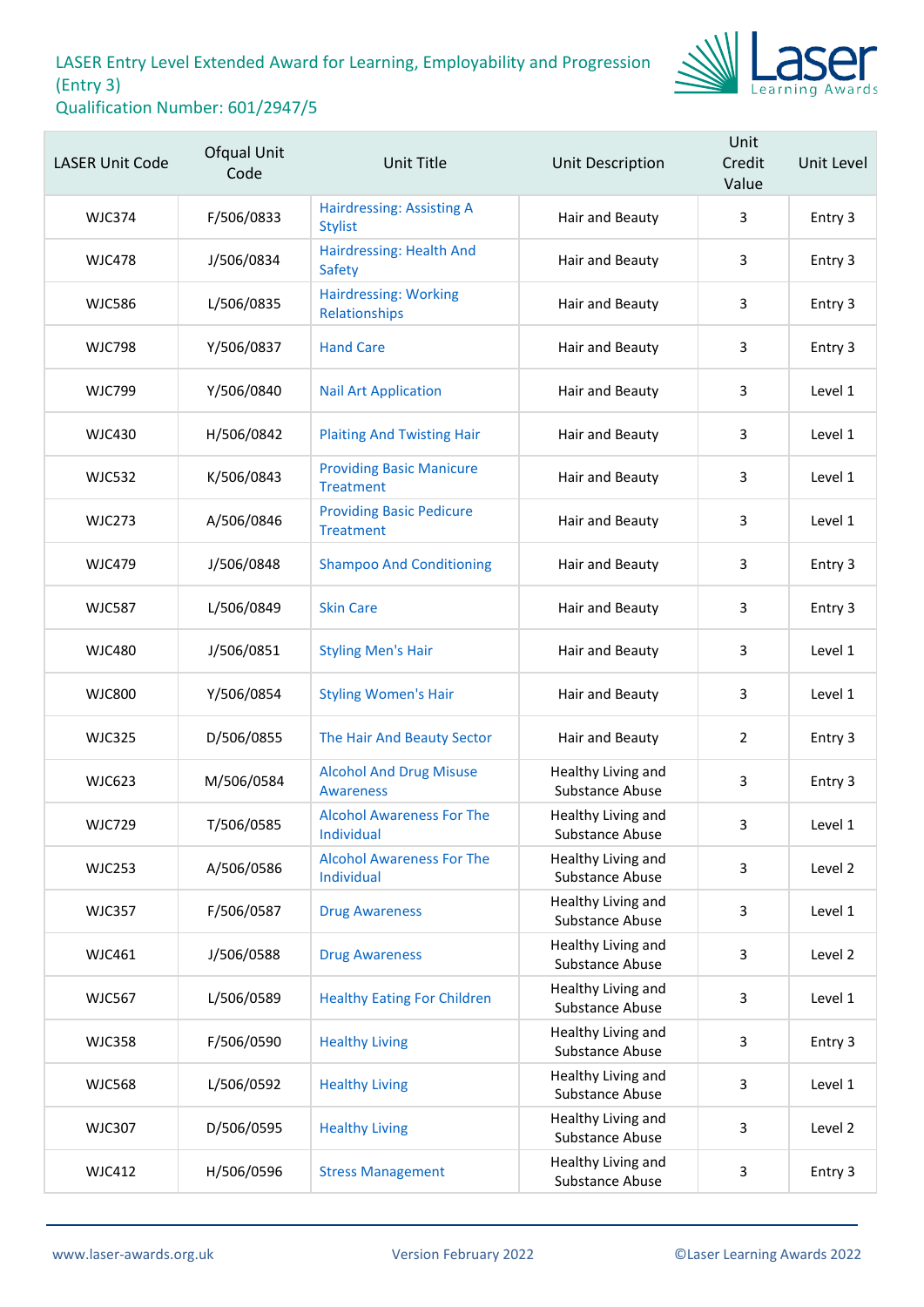# LASER Entry Level Extended Award for Learning, Employability and Progression (Entry 3)

Qualification Number: 601/2947/5

| LASER Unit Code | Ofqual Unit Code | Unit Title | Unit Description | Unit Credit Value | Unit Level |
|---|---|---|---|---|---|
| WJC374 | F/506/0833 | Hairdressing: Assisting A Stylist | Hair and Beauty | 3 | Entry 3 |
| WJC478 | J/506/0834 | Hairdressing: Health And Safety | Hair and Beauty | 3 | Entry 3 |
| WJC586 | L/506/0835 | Hairdressing: Working Relationships | Hair and Beauty | 3 | Entry 3 |
| WJC798 | Y/506/0837 | Hand Care | Hair and Beauty | 3 | Entry 3 |
| WJC799 | Y/506/0840 | Nail Art Application | Hair and Beauty | 3 | Level 1 |
| WJC430 | H/506/0842 | Plaiting And Twisting Hair | Hair and Beauty | 3 | Level 1 |
| WJC532 | K/506/0843 | Providing Basic Manicure Treatment | Hair and Beauty | 3 | Level 1 |
| WJC273 | A/506/0846 | Providing Basic Pedicure Treatment | Hair and Beauty | 3 | Level 1 |
| WJC479 | J/506/0848 | Shampoo And Conditioning | Hair and Beauty | 3 | Entry 3 |
| WJC587 | L/506/0849 | Skin Care | Hair and Beauty | 3 | Entry 3 |
| WJC480 | J/506/0851 | Styling Men's Hair | Hair and Beauty | 3 | Level 1 |
| WJC800 | Y/506/0854 | Styling Women's Hair | Hair and Beauty | 3 | Level 1 |
| WJC325 | D/506/0855 | The Hair And Beauty Sector | Hair and Beauty | 2 | Entry 3 |
| WJC623 | M/506/0584 | Alcohol And Drug Misuse Awareness | Healthy Living and Substance Abuse | 3 | Entry 3 |
| WJC729 | T/506/0585 | Alcohol Awareness For The Individual | Healthy Living and Substance Abuse | 3 | Level 1 |
| WJC253 | A/506/0586 | Alcohol Awareness For The Individual | Healthy Living and Substance Abuse | 3 | Level 2 |
| WJC357 | F/506/0587 | Drug Awareness | Healthy Living and Substance Abuse | 3 | Level 1 |
| WJC461 | J/506/0588 | Drug Awareness | Healthy Living and Substance Abuse | 3 | Level 2 |
| WJC567 | L/506/0589 | Healthy Eating For Children | Healthy Living and Substance Abuse | 3 | Level 1 |
| WJC358 | F/506/0590 | Healthy Living | Healthy Living and Substance Abuse | 3 | Entry 3 |
| WJC568 | L/506/0592 | Healthy Living | Healthy Living and Substance Abuse | 3 | Level 1 |
| WJC307 | D/506/0595 | Healthy Living | Healthy Living and Substance Abuse | 3 | Level 2 |
| WJC412 | H/506/0596 | Stress Management | Healthy Living and Substance Abuse | 3 | Entry 3 |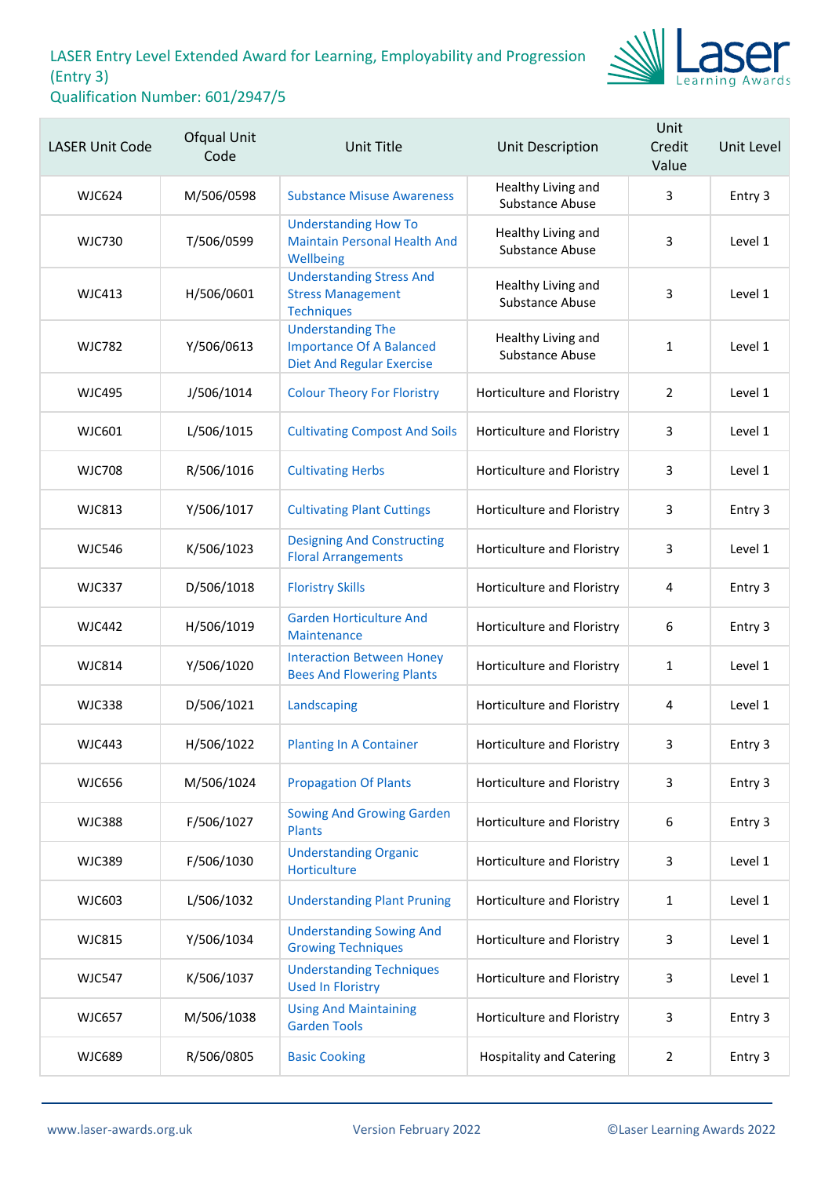# LASER Entry Level Extended Award for Learning, Employability and Progression (Entry 3)

## Qualification Number: 601/2947/5

| LASER Unit Code | Ofqual Unit Code | Unit Title | Unit Description | Unit Credit Value | Unit Level |
|---|---|---|---|---|---|
| WJC624 | M/506/0598 | Substance Misuse Awareness | Healthy Living and Substance Abuse | 3 | Entry 3 |
| WJC730 | T/506/0599 | Understanding How To Maintain Personal Health And Wellbeing | Healthy Living and Substance Abuse | 3 | Level 1 |
| WJC413 | H/506/0601 | Understanding Stress And Stress Management Techniques | Healthy Living and Substance Abuse | 3 | Level 1 |
| WJC782 | Y/506/0613 | Understanding The Importance Of A Balanced Diet And Regular Exercise | Healthy Living and Substance Abuse | 1 | Level 1 |
| WJC495 | J/506/1014 | Colour Theory For Floristry | Horticulture and Floristry | 2 | Level 1 |
| WJC601 | L/506/1015 | Cultivating Compost And Soils | Horticulture and Floristry | 3 | Level 1 |
| WJC708 | R/506/1016 | Cultivating Herbs | Horticulture and Floristry | 3 | Level 1 |
| WJC813 | Y/506/1017 | Cultivating Plant Cuttings | Horticulture and Floristry | 3 | Entry 3 |
| WJC546 | K/506/1023 | Designing And Constructing Floral Arrangements | Horticulture and Floristry | 3 | Level 1 |
| WJC337 | D/506/1018 | Floristry Skills | Horticulture and Floristry | 4 | Entry 3 |
| WJC442 | H/506/1019 | Garden Horticulture And Maintenance | Horticulture and Floristry | 6 | Entry 3 |
| WJC814 | Y/506/1020 | Interaction Between Honey Bees And Flowering Plants | Horticulture and Floristry | 1 | Level 1 |
| WJC338 | D/506/1021 | Landscaping | Horticulture and Floristry | 4 | Level 1 |
| WJC443 | H/506/1022 | Planting In A Container | Horticulture and Floristry | 3 | Entry 3 |
| WJC656 | M/506/1024 | Propagation Of Plants | Horticulture and Floristry | 3 | Entry 3 |
| WJC388 | F/506/1027 | Sowing And Growing Garden Plants | Horticulture and Floristry | 6 | Entry 3 |
| WJC389 | F/506/1030 | Understanding Organic Horticulture | Horticulture and Floristry | 3 | Level 1 |
| WJC603 | L/506/1032 | Understanding Plant Pruning | Horticulture and Floristry | 1 | Level 1 |
| WJC815 | Y/506/1034 | Understanding Sowing And Growing Techniques | Horticulture and Floristry | 3 | Level 1 |
| WJC547 | K/506/1037 | Understanding Techniques Used In Floristry | Horticulture and Floristry | 3 | Level 1 |
| WJC657 | M/506/1038 | Using And Maintaining Garden Tools | Horticulture and Floristry | 3 | Entry 3 |
| WJC689 | R/506/0805 | Basic Cooking | Hospitality and Catering | 2 | Entry 3 |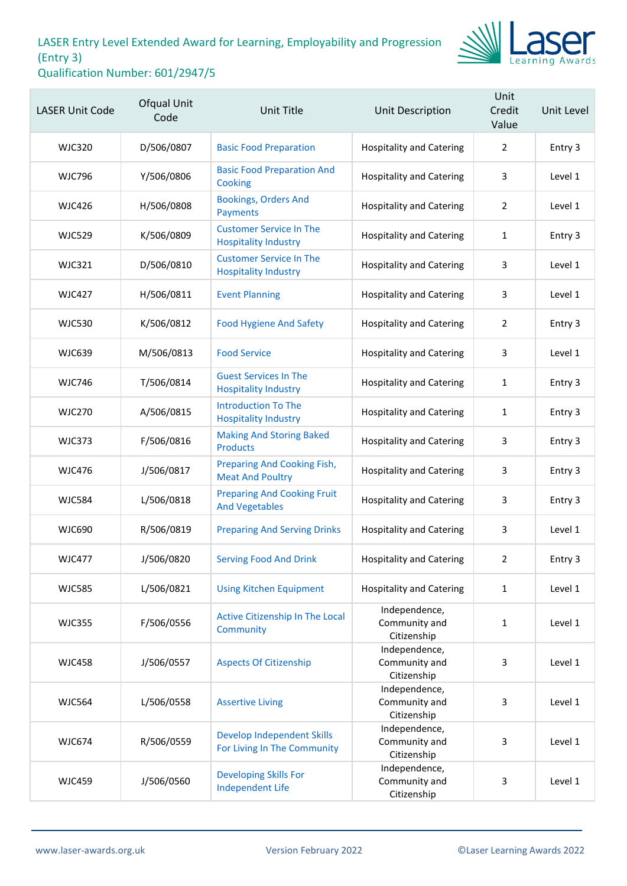LASER Entry Level Extended Award for Learning, Employability and Progression (Entry 3)
Qualification Number: 601/2947/5

| LASER Unit Code | Ofqual Unit Code | Unit Title | Unit Description | Unit Credit Value | Unit Level |
|---|---|---|---|---|---|
| WJC320 | D/506/0807 | Basic Food Preparation | Hospitality and Catering | 2 | Entry 3 |
| WJC796 | Y/506/0806 | Basic Food Preparation And Cooking | Hospitality and Catering | 3 | Level 1 |
| WJC426 | H/506/0808 | Bookings, Orders And Payments | Hospitality and Catering | 2 | Level 1 |
| WJC529 | K/506/0809 | Customer Service In The Hospitality Industry | Hospitality and Catering | 1 | Entry 3 |
| WJC321 | D/506/0810 | Customer Service In The Hospitality Industry | Hospitality and Catering | 3 | Level 1 |
| WJC427 | H/506/0811 | Event Planning | Hospitality and Catering | 3 | Level 1 |
| WJC530 | K/506/0812 | Food Hygiene And Safety | Hospitality and Catering | 2 | Entry 3 |
| WJC639 | M/506/0813 | Food Service | Hospitality and Catering | 3 | Level 1 |
| WJC746 | T/506/0814 | Guest Services In The Hospitality Industry | Hospitality and Catering | 1 | Entry 3 |
| WJC270 | A/506/0815 | Introduction To The Hospitality Industry | Hospitality and Catering | 1 | Entry 3 |
| WJC373 | F/506/0816 | Making And Storing Baked Products | Hospitality and Catering | 3 | Entry 3 |
| WJC476 | J/506/0817 | Preparing And Cooking Fish, Meat And Poultry | Hospitality and Catering | 3 | Entry 3 |
| WJC584 | L/506/0818 | Preparing And Cooking Fruit And Vegetables | Hospitality and Catering | 3 | Entry 3 |
| WJC690 | R/506/0819 | Preparing And Serving Drinks | Hospitality and Catering | 3 | Level 1 |
| WJC477 | J/506/0820 | Serving Food And Drink | Hospitality and Catering | 2 | Entry 3 |
| WJC585 | L/506/0821 | Using Kitchen Equipment | Hospitality and Catering | 1 | Level 1 |
| WJC355 | F/506/0556 | Active Citizenship In The Local Community | Independence, Community and Citizenship | 1 | Level 1 |
| WJC458 | J/506/0557 | Aspects Of Citizenship | Independence, Community and Citizenship | 3 | Level 1 |
| WJC564 | L/506/0558 | Assertive Living | Independence, Community and Citizenship | 3 | Level 1 |
| WJC674 | R/506/0559 | Develop Independent Skills For Living In The Community | Independence, Community and Citizenship | 3 | Level 1 |
| WJC459 | J/506/0560 | Developing Skills For Independent Life | Independence, Community and Citizenship | 3 | Level 1 |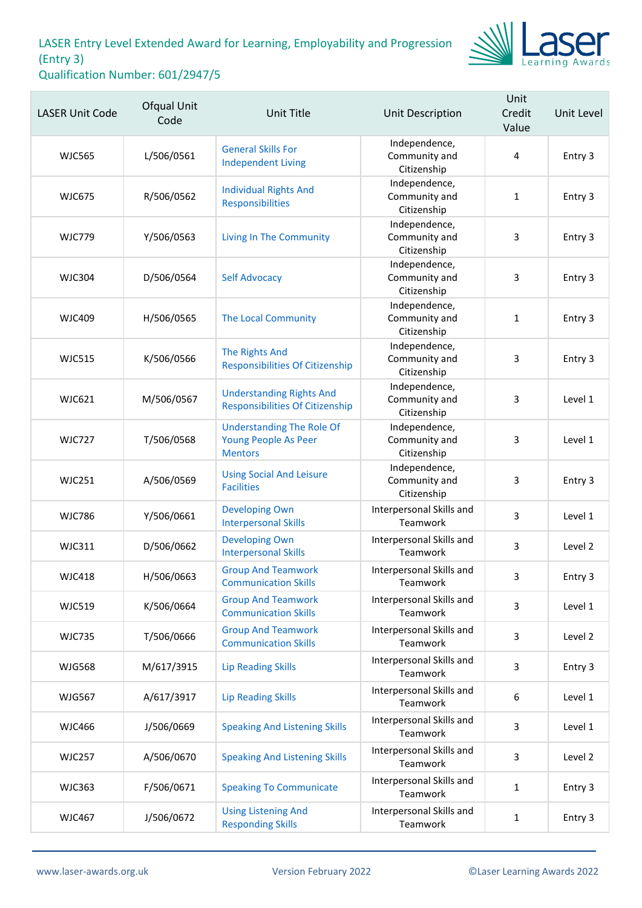# LASER Entry Level Extended Award for Learning, Employability and Progression (Entry 3)
## Qualification Number: 601/2947/5

| LASER Unit Code | Ofqual Unit Code | Unit Title | Unit Description | Unit Credit Value | Unit Level |
|---|---|---|---|---|---|
| WJC565 | L/506/0561 | General Skills For Independent Living | Independence, Community and Citizenship | 4 | Entry 3 |
| WJC675 | R/506/0562 | Individual Rights And Responsibilities | Independence, Community and Citizenship | 1 | Entry 3 |
| WJC779 | Y/506/0563 | Living In The Community | Independence, Community and Citizenship | 3 | Entry 3 |
| WJC304 | D/506/0564 | Self Advocacy | Independence, Community and Citizenship | 3 | Entry 3 |
| WJC409 | H/506/0565 | The Local Community | Independence, Community and Citizenship | 1 | Entry 3 |
| WJC515 | K/506/0566 | The Rights And Responsibilities Of Citizenship | Independence, Community and Citizenship | 3 | Entry 3 |
| WJC621 | M/506/0567 | Understanding Rights And Responsibilities Of Citizenship | Independence, Community and Citizenship | 3 | Level 1 |
| WJC727 | T/506/0568 | Understanding The Role Of Young People As Peer Mentors | Independence, Community and Citizenship | 3 | Level 1 |
| WJC251 | A/506/0569 | Using Social And Leisure Facilities | Independence, Community and Citizenship | 3 | Entry 3 |
| WJC786 | Y/506/0661 | Developing Own Interpersonal Skills | Interpersonal Skills and Teamwork | 3 | Level 1 |
| WJC311 | D/506/0662 | Developing Own Interpersonal Skills | Interpersonal Skills and Teamwork | 3 | Level 2 |
| WJC418 | H/506/0663 | Group And Teamwork Communication Skills | Interpersonal Skills and Teamwork | 3 | Entry 3 |
| WJC519 | K/506/0664 | Group And Teamwork Communication Skills | Interpersonal Skills and Teamwork | 3 | Level 1 |
| WJC735 | T/506/0666 | Group And Teamwork Communication Skills | Interpersonal Skills and Teamwork | 3 | Level 2 |
| WJG568 | M/617/3915 | Lip Reading Skills | Interpersonal Skills and Teamwork | 3 | Entry 3 |
| WJG567 | A/617/3917 | Lip Reading Skills | Interpersonal Skills and Teamwork | 6 | Level 1 |
| WJC466 | J/506/0669 | Speaking And Listening Skills | Interpersonal Skills and Teamwork | 3 | Level 1 |
| WJC257 | A/506/0670 | Speaking And Listening Skills | Interpersonal Skills and Teamwork | 3 | Level 2 |
| WJC363 | F/506/0671 | Speaking To Communicate | Interpersonal Skills and Teamwork | 1 | Entry 3 |
| WJC467 | J/506/0672 | Using Listening And Responding Skills | Interpersonal Skills and Teamwork | 1 | Entry 3 |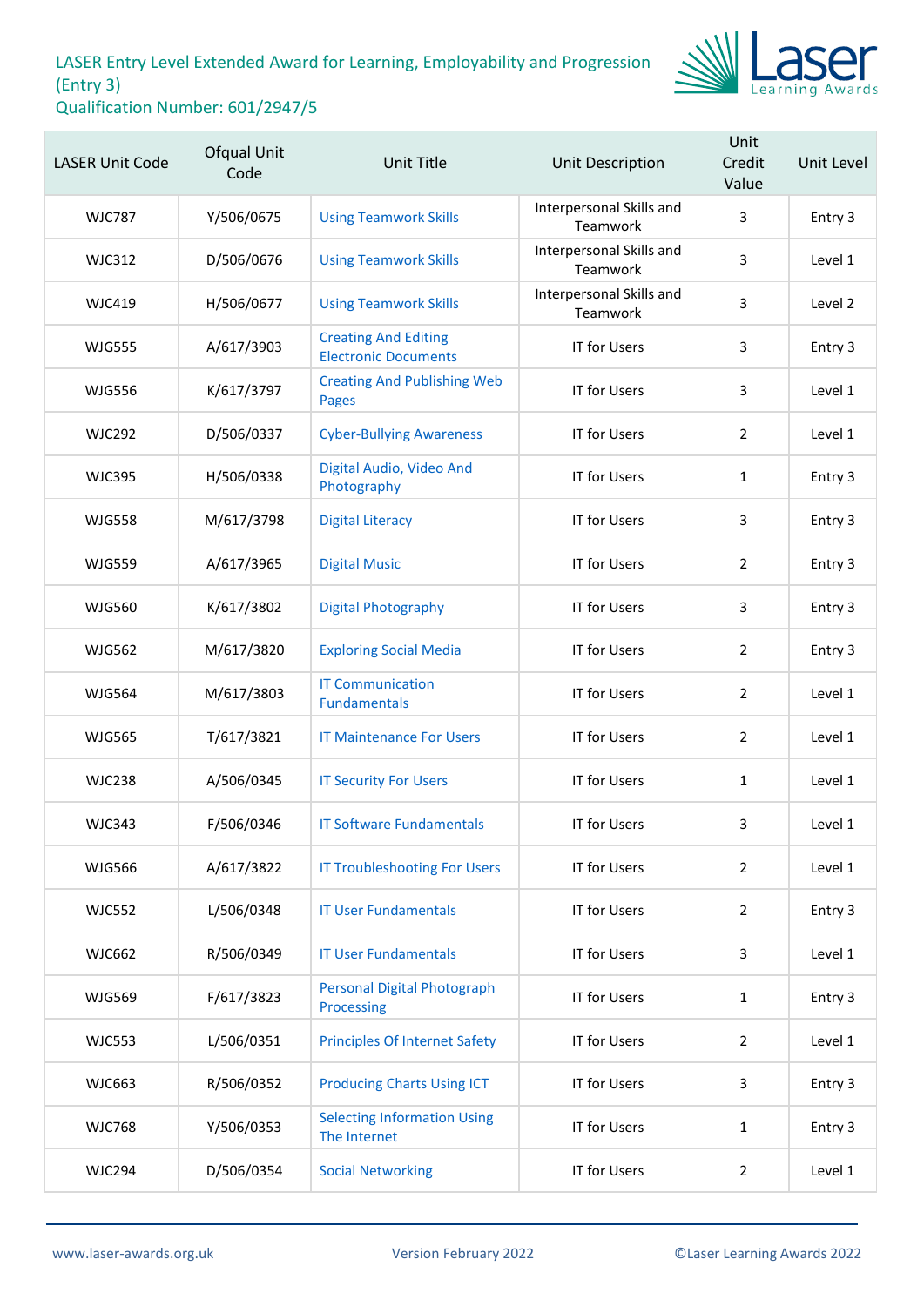# LASER Entry Level Extended Award for Learning, Employability and Progression (Entry 3)
## Qualification Number: 601/2947/5

| LASER Unit Code | Ofqual Unit Code | Unit Title | Unit Description | Unit Credit Value | Unit Level |
|---|---|---|---|---|---|
| WJC787 | Y/506/0675 | Using Teamwork Skills | Interpersonal Skills and Teamwork | 3 | Entry 3 |
| WJC312 | D/506/0676 | Using Teamwork Skills | Interpersonal Skills and Teamwork | 3 | Level 1 |
| WJC419 | H/506/0677 | Using Teamwork Skills | Interpersonal Skills and Teamwork | 3 | Level 2 |
| WJG555 | A/617/3903 | Creating And Editing Electronic Documents | IT for Users | 3 | Entry 3 |
| WJG556 | K/617/3797 | Creating And Publishing Web Pages | IT for Users | 3 | Level 1 |
| WJC292 | D/506/0337 | Cyber-Bullying Awareness | IT for Users | 2 | Level 1 |
| WJC395 | H/506/0338 | Digital Audio, Video And Photography | IT for Users | 1 | Entry 3 |
| WJG558 | M/617/3798 | Digital Literacy | IT for Users | 3 | Entry 3 |
| WJG559 | A/617/3965 | Digital Music | IT for Users | 2 | Entry 3 |
| WJG560 | K/617/3802 | Digital Photography | IT for Users | 3 | Entry 3 |
| WJG562 | M/617/3820 | Exploring Social Media | IT for Users | 2 | Entry 3 |
| WJG564 | M/617/3803 | IT Communication Fundamentals | IT for Users | 2 | Level 1 |
| WJG565 | T/617/3821 | IT Maintenance For Users | IT for Users | 2 | Level 1 |
| WJC238 | A/506/0345 | IT Security For Users | IT for Users | 1 | Level 1 |
| WJC343 | F/506/0346 | IT Software Fundamentals | IT for Users | 3 | Level 1 |
| WJG566 | A/617/3822 | IT Troubleshooting For Users | IT for Users | 2 | Level 1 |
| WJC552 | L/506/0348 | IT User Fundamentals | IT for Users | 2 | Entry 3 |
| WJC662 | R/506/0349 | IT User Fundamentals | IT for Users | 3 | Level 1 |
| WJG569 | F/617/3823 | Personal Digital Photograph Processing | IT for Users | 1 | Entry 3 |
| WJC553 | L/506/0351 | Principles Of Internet Safety | IT for Users | 2 | Level 1 |
| WJC663 | R/506/0352 | Producing Charts Using ICT | IT for Users | 3 | Entry 3 |
| WJC768 | Y/506/0353 | Selecting Information Using The Internet | IT for Users | 1 | Entry 3 |
| WJC294 | D/506/0354 | Social Networking | IT for Users | 2 | Level 1 |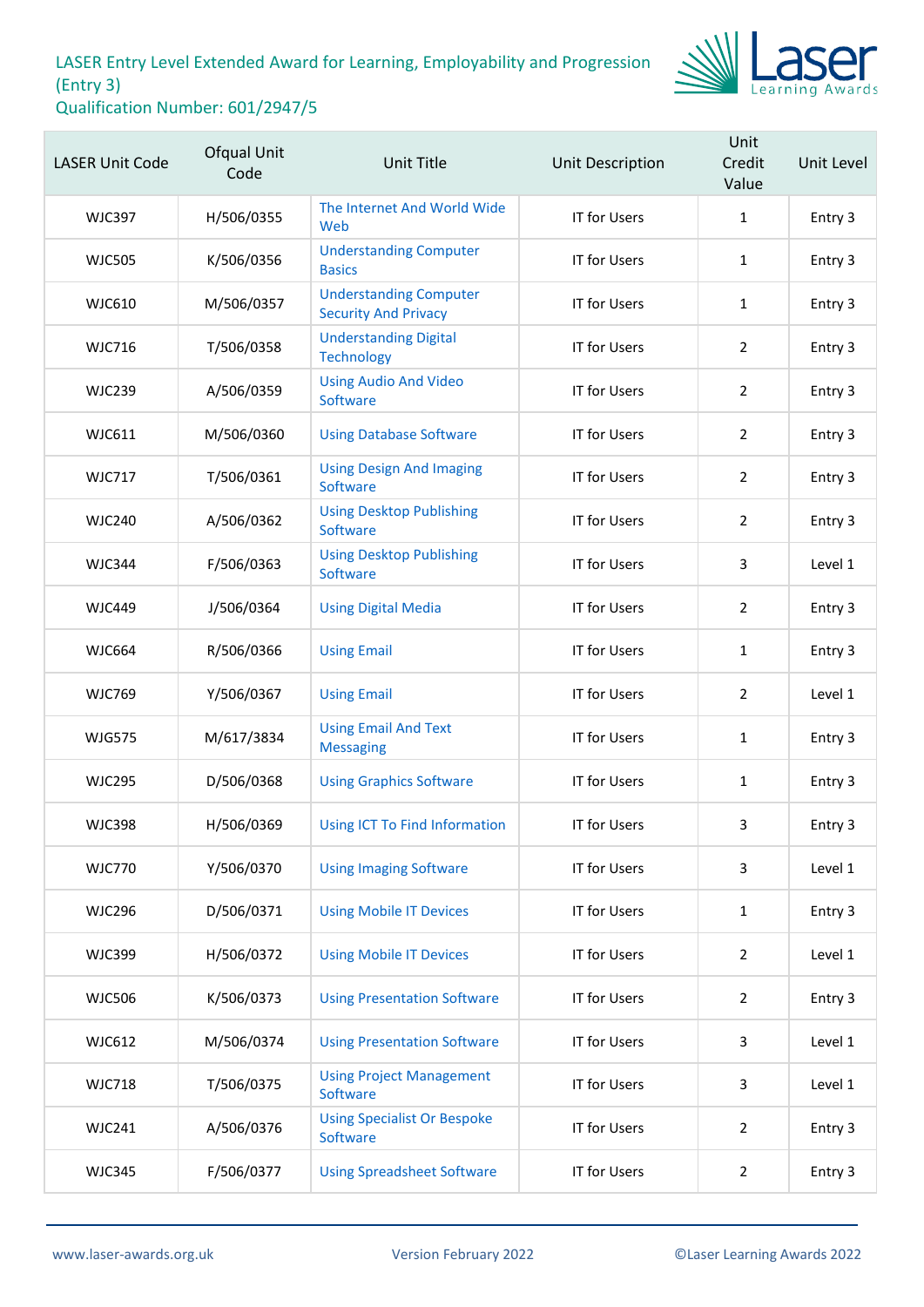# LASER Entry Level Extended Award for Learning, Employability and Progression (Entry 3)

## Qualification Number: 601/2947/5

| LASER Unit Code | Ofqual Unit Code | Unit Title | Unit Description | Unit Credit Value | Unit Level |
|---|---|---|---|---|---|
| WJC397 | H/506/0355 | The Internet And World Wide Web | IT for Users | 1 | Entry 3 |
| WJC505 | K/506/0356 | Understanding Computer Basics | IT for Users | 1 | Entry 3 |
| WJC610 | M/506/0357 | Understanding Computer Security And Privacy | IT for Users | 1 | Entry 3 |
| WJC716 | T/506/0358 | Understanding Digital Technology | IT for Users | 2 | Entry 3 |
| WJC239 | A/506/0359 | Using Audio And Video Software | IT for Users | 2 | Entry 3 |
| WJC611 | M/506/0360 | Using Database Software | IT for Users | 2 | Entry 3 |
| WJC717 | T/506/0361 | Using Design And Imaging Software | IT for Users | 2 | Entry 3 |
| WJC240 | A/506/0362 | Using Desktop Publishing Software | IT for Users | 2 | Entry 3 |
| WJC344 | F/506/0363 | Using Desktop Publishing Software | IT for Users | 3 | Level 1 |
| WJC449 | J/506/0364 | Using Digital Media | IT for Users | 2 | Entry 3 |
| WJC664 | R/506/0366 | Using Email | IT for Users | 1 | Entry 3 |
| WJC769 | Y/506/0367 | Using Email | IT for Users | 2 | Level 1 |
| WJG575 | M/617/3834 | Using Email And Text Messaging | IT for Users | 1 | Entry 3 |
| WJC295 | D/506/0368 | Using Graphics Software | IT for Users | 1 | Entry 3 |
| WJC398 | H/506/0369 | Using ICT To Find Information | IT for Users | 3 | Entry 3 |
| WJC770 | Y/506/0370 | Using Imaging Software | IT for Users | 3 | Level 1 |
| WJC296 | D/506/0371 | Using Mobile IT Devices | IT for Users | 1 | Entry 3 |
| WJC399 | H/506/0372 | Using Mobile IT Devices | IT for Users | 2 | Level 1 |
| WJC506 | K/506/0373 | Using Presentation Software | IT for Users | 2 | Entry 3 |
| WJC612 | M/506/0374 | Using Presentation Software | IT for Users | 3 | Level 1 |
| WJC718 | T/506/0375 | Using Project Management Software | IT for Users | 3 | Level 1 |
| WJC241 | A/506/0376 | Using Specialist Or Bespoke Software | IT for Users | 2 | Entry 3 |
| WJC345 | F/506/0377 | Using Spreadsheet Software | IT for Users | 2 | Entry 3 |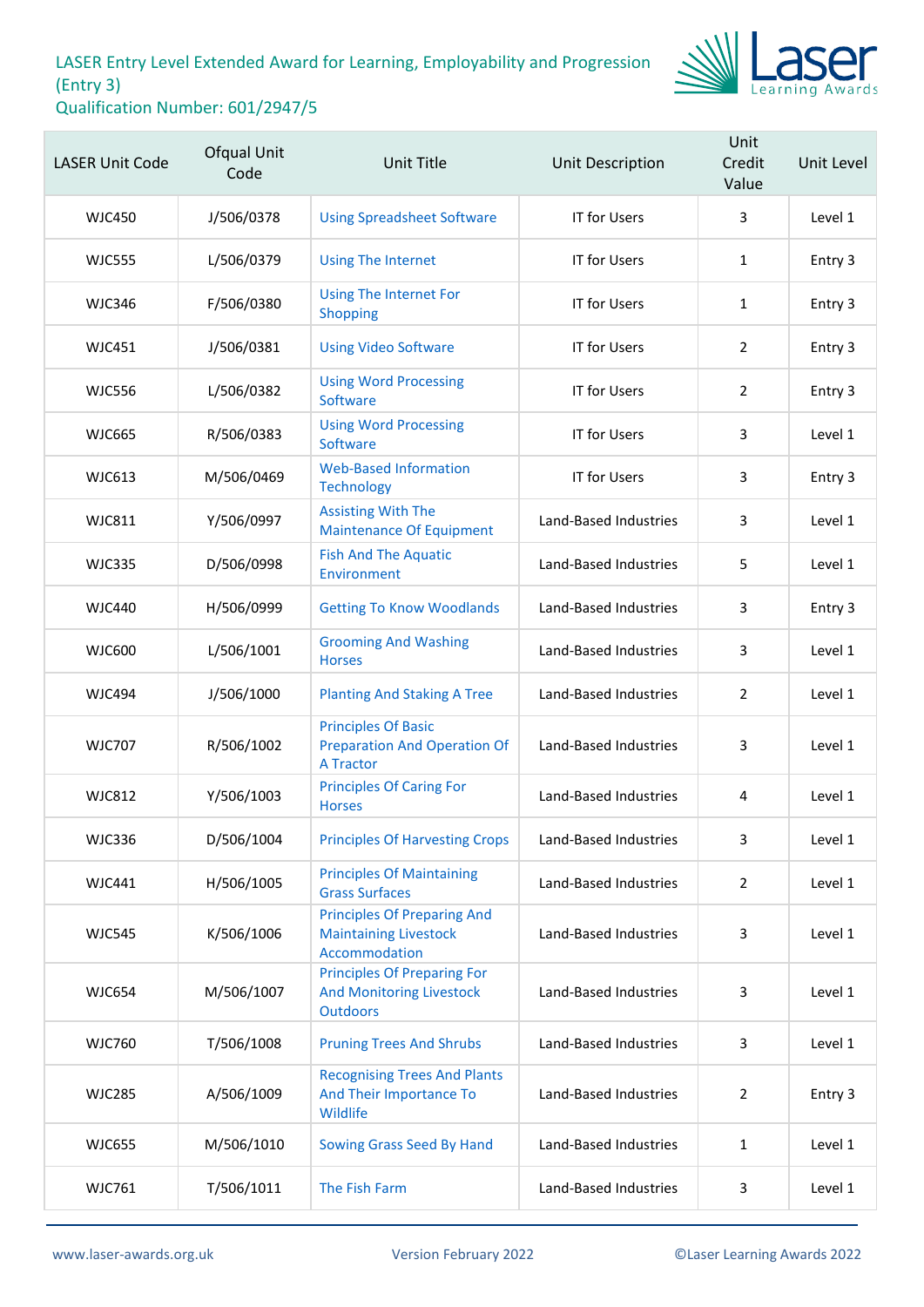# LASER Entry Level Extended Award for Learning, Employability and Progression (Entry 3)

Qualification Number: 601/2947/5

| LASER Unit Code | Ofqual Unit Code | Unit Title | Unit Description | Unit Credit Value | Unit Level |
|---|---|---|---|---|---|
| WJC450 | J/506/0378 | Using Spreadsheet Software | IT for Users | 3 | Level 1 |
| WJC555 | L/506/0379 | Using The Internet | IT for Users | 1 | Entry 3 |
| WJC346 | F/506/0380 | Using The Internet For Shopping | IT for Users | 1 | Entry 3 |
| WJC451 | J/506/0381 | Using Video Software | IT for Users | 2 | Entry 3 |
| WJC556 | L/506/0382 | Using Word Processing Software | IT for Users | 2 | Entry 3 |
| WJC665 | R/506/0383 | Using Word Processing Software | IT for Users | 3 | Level 1 |
| WJC613 | M/506/0469 | Web-Based Information Technology | IT for Users | 3 | Entry 3 |
| WJC811 | Y/506/0997 | Assisting With The Maintenance Of Equipment | Land-Based Industries | 3 | Level 1 |
| WJC335 | D/506/0998 | Fish And The Aquatic Environment | Land-Based Industries | 5 | Level 1 |
| WJC440 | H/506/0999 | Getting To Know Woodlands | Land-Based Industries | 3 | Entry 3 |
| WJC600 | L/506/1001 | Grooming And Washing Horses | Land-Based Industries | 3 | Level 1 |
| WJC494 | J/506/1000 | Planting And Staking A Tree | Land-Based Industries | 2 | Level 1 |
| WJC707 | R/506/1002 | Principles Of Basic Preparation And Operation Of A Tractor | Land-Based Industries | 3 | Level 1 |
| WJC812 | Y/506/1003 | Principles Of Caring For Horses | Land-Based Industries | 4 | Level 1 |
| WJC336 | D/506/1004 | Principles Of Harvesting Crops | Land-Based Industries | 3 | Level 1 |
| WJC441 | H/506/1005 | Principles Of Maintaining Grass Surfaces | Land-Based Industries | 2 | Level 1 |
| WJC545 | K/506/1006 | Principles Of Preparing And Maintaining Livestock Accommodation | Land-Based Industries | 3 | Level 1 |
| WJC654 | M/506/1007 | Principles Of Preparing For And Monitoring Livestock Outdoors | Land-Based Industries | 3 | Level 1 |
| WJC760 | T/506/1008 | Pruning Trees And Shrubs | Land-Based Industries | 3 | Level 1 |
| WJC285 | A/506/1009 | Recognising Trees And Plants And Their Importance To Wildlife | Land-Based Industries | 2 | Entry 3 |
| WJC655 | M/506/1010 | Sowing Grass Seed By Hand | Land-Based Industries | 1 | Level 1 |
| WJC761 | T/506/1011 | The Fish Farm | Land-Based Industries | 3 | Level 1 |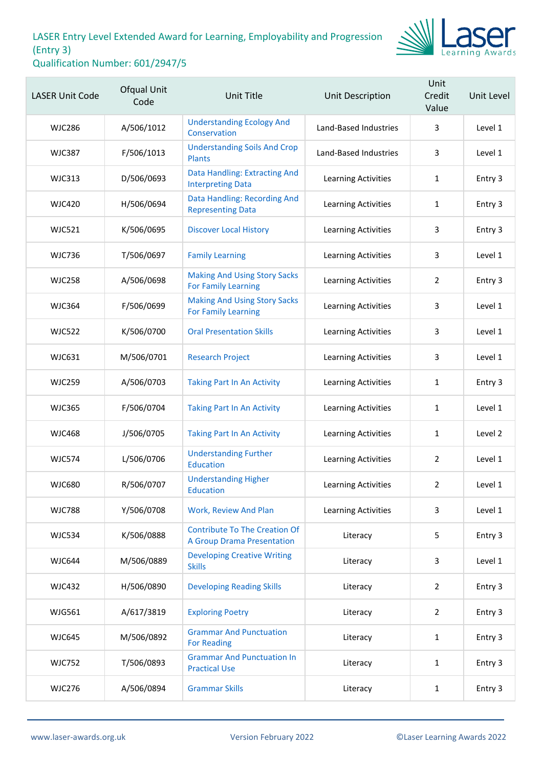# LASER Entry Level Extended Award for Learning, Employability and Progression (Entry 3)
## Qualification Number: 601/2947/5

| LASER Unit Code | Ofqual Unit Code | Unit Title | Unit Description | Unit Credit Value | Unit Level |
|---|---|---|---|---|---|
| WJC286 | A/506/1012 | Understanding Ecology And Conservation | Land-Based Industries | 3 | Level 1 |
| WJC387 | F/506/1013 | Understanding Soils And Crop Plants | Land-Based Industries | 3 | Level 1 |
| WJC313 | D/506/0693 | Data Handling: Extracting And Interpreting Data | Learning Activities | 1 | Entry 3 |
| WJC420 | H/506/0694 | Data Handling: Recording And Representing Data | Learning Activities | 1 | Entry 3 |
| WJC521 | K/506/0695 | Discover Local History | Learning Activities | 3 | Entry 3 |
| WJC736 | T/506/0697 | Family Learning | Learning Activities | 3 | Level 1 |
| WJC258 | A/506/0698 | Making And Using Story Sacks For Family Learning | Learning Activities | 2 | Entry 3 |
| WJC364 | F/506/0699 | Making And Using Story Sacks For Family Learning | Learning Activities | 3 | Level 1 |
| WJC522 | K/506/0700 | Oral Presentation Skills | Learning Activities | 3 | Level 1 |
| WJC631 | M/506/0701 | Research Project | Learning Activities | 3 | Level 1 |
| WJC259 | A/506/0703 | Taking Part In An Activity | Learning Activities | 1 | Entry 3 |
| WJC365 | F/506/0704 | Taking Part In An Activity | Learning Activities | 1 | Level 1 |
| WJC468 | J/506/0705 | Taking Part In An Activity | Learning Activities | 1 | Level 2 |
| WJC574 | L/506/0706 | Understanding Further Education | Learning Activities | 2 | Level 1 |
| WJC680 | R/506/0707 | Understanding Higher Education | Learning Activities | 2 | Level 1 |
| WJC788 | Y/506/0708 | Work, Review And Plan | Learning Activities | 3 | Level 1 |
| WJC534 | K/506/0888 | Contribute To The Creation Of A Group Drama Presentation | Literacy | 5 | Entry 3 |
| WJC644 | M/506/0889 | Developing Creative Writing Skills | Literacy | 3 | Level 1 |
| WJC432 | H/506/0890 | Developing Reading Skills | Literacy | 2 | Entry 3 |
| WJG561 | A/617/3819 | Exploring Poetry | Literacy | 2 | Entry 3 |
| WJC645 | M/506/0892 | Grammar And Punctuation For Reading | Literacy | 1 | Entry 3 |
| WJC752 | T/506/0893 | Grammar And Punctuation In Practical Use | Literacy | 1 | Entry 3 |
| WJC276 | A/506/0894 | Grammar Skills | Literacy | 1 | Entry 3 |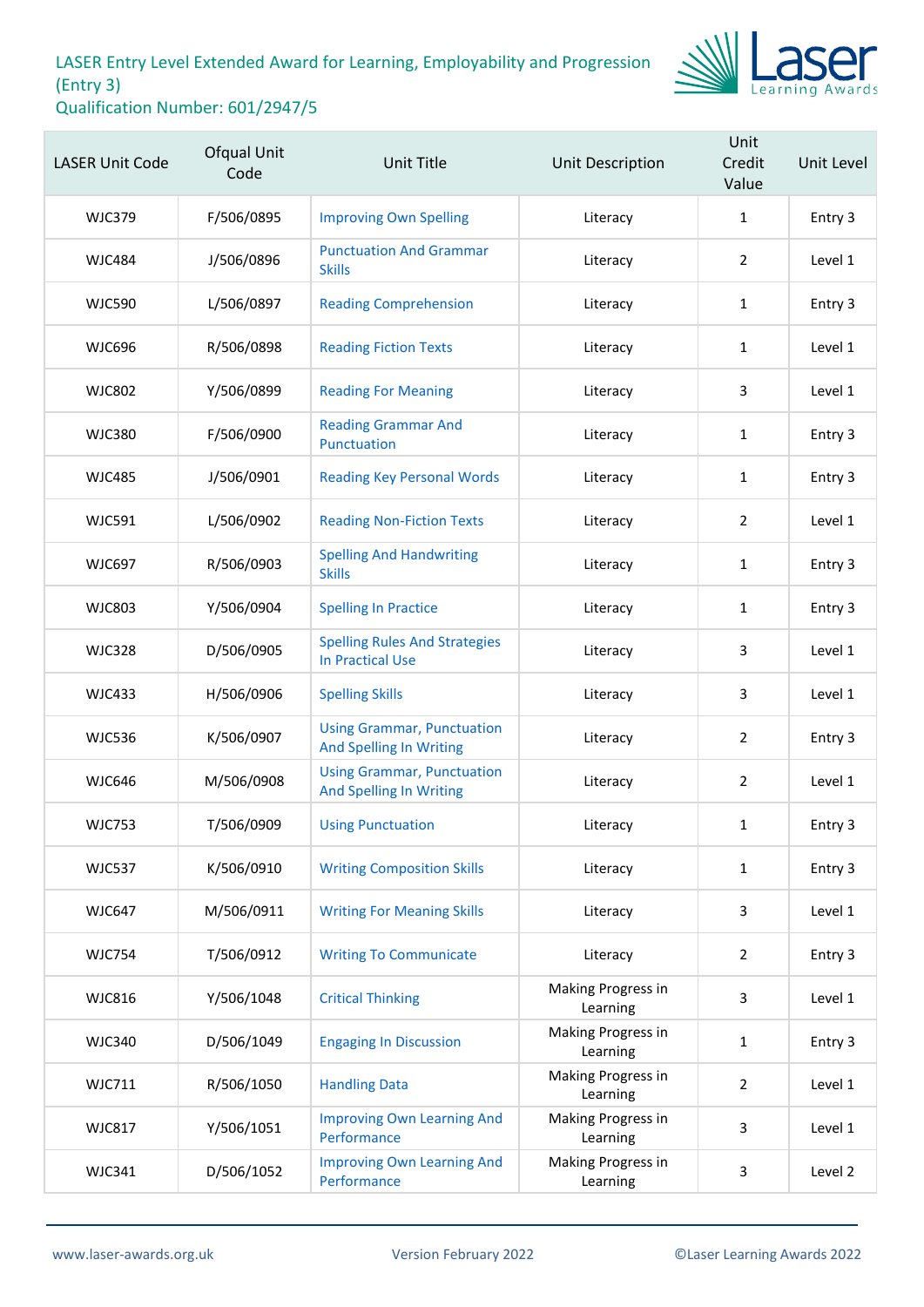LASER Entry Level Extended Award for Learning, Employability and Progression (Entry 3)
Qualification Number: 601/2947/5

| LASER Unit Code | Ofqual Unit Code | Unit Title | Unit Description | Unit Credit Value | Unit Level |
|---|---|---|---|---|---|
| WJC379 | F/506/0895 | Improving Own Spelling | Literacy | 1 | Entry 3 |
| WJC484 | J/506/0896 | Punctuation And Grammar Skills | Literacy | 2 | Level 1 |
| WJC590 | L/506/0897 | Reading Comprehension | Literacy | 1 | Entry 3 |
| WJC696 | R/506/0898 | Reading Fiction Texts | Literacy | 1 | Level 1 |
| WJC802 | Y/506/0899 | Reading For Meaning | Literacy | 3 | Level 1 |
| WJC380 | F/506/0900 | Reading Grammar And Punctuation | Literacy | 1 | Entry 3 |
| WJC485 | J/506/0901 | Reading Key Personal Words | Literacy | 1 | Entry 3 |
| WJC591 | L/506/0902 | Reading Non-Fiction Texts | Literacy | 2 | Level 1 |
| WJC697 | R/506/0903 | Spelling And Handwriting Skills | Literacy | 1 | Entry 3 |
| WJC803 | Y/506/0904 | Spelling In Practice | Literacy | 1 | Entry 3 |
| WJC328 | D/506/0905 | Spelling Rules And Strategies In Practical Use | Literacy | 3 | Level 1 |
| WJC433 | H/506/0906 | Spelling Skills | Literacy | 3 | Level 1 |
| WJC536 | K/506/0907 | Using Grammar, Punctuation And Spelling In Writing | Literacy | 2 | Entry 3 |
| WJC646 | M/506/0908 | Using Grammar, Punctuation And Spelling In Writing | Literacy | 2 | Level 1 |
| WJC753 | T/506/0909 | Using Punctuation | Literacy | 1 | Entry 3 |
| WJC537 | K/506/0910 | Writing Composition Skills | Literacy | 1 | Entry 3 |
| WJC647 | M/506/0911 | Writing For Meaning Skills | Literacy | 3 | Level 1 |
| WJC754 | T/506/0912 | Writing To Communicate | Literacy | 2 | Entry 3 |
| WJC816 | Y/506/1048 | Critical Thinking | Making Progress in Learning | 3 | Level 1 |
| WJC340 | D/506/1049 | Engaging In Discussion | Making Progress in Learning | 1 | Entry 3 |
| WJC711 | R/506/1050 | Handling Data | Making Progress in Learning | 2 | Level 1 |
| WJC817 | Y/506/1051 | Improving Own Learning And Performance | Making Progress in Learning | 3 | Level 1 |
| WJC341 | D/506/1052 | Improving Own Learning And Performance | Making Progress in Learning | 3 | Level 2 |

www.laser-awards.org.uk Version February 2022 ©Laser Learning Awards 2022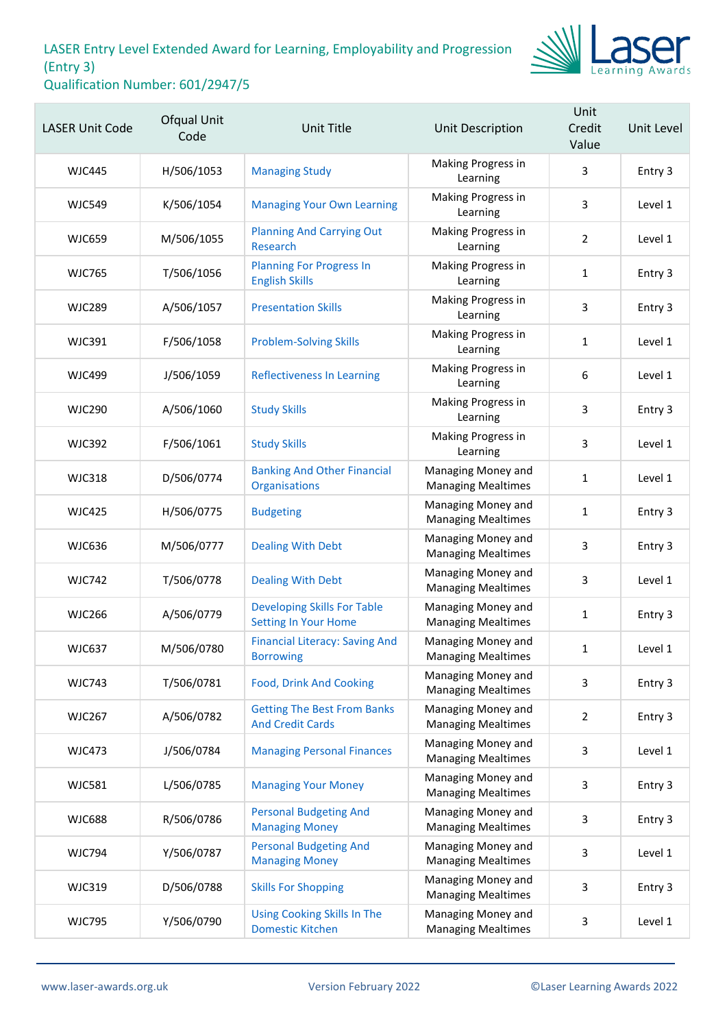# LASER Entry Level Extended Award for Learning, Employability and Progression (Entry 3)

## Qualification Number: 601/2947/5

| LASER Unit Code | Ofqual Unit Code | Unit Title | Unit Description | Unit Credit Value | Unit Level |
|---|---|---|---|---|---|
| WJC445 | H/506/1053 | Managing Study | Making Progress in Learning | 3 | Entry 3 |
| WJC549 | K/506/1054 | Managing Your Own Learning | Making Progress in Learning | 3 | Level 1 |
| WJC659 | M/506/1055 | Planning And Carrying Out Research | Making Progress in Learning | 2 | Level 1 |
| WJC765 | T/506/1056 | Planning For Progress In English Skills | Making Progress in Learning | 1 | Entry 3 |
| WJC289 | A/506/1057 | Presentation Skills | Making Progress in Learning | 3 | Entry 3 |
| WJC391 | F/506/1058 | Problem-Solving Skills | Making Progress in Learning | 1 | Level 1 |
| WJC499 | J/506/1059 | Reflectiveness In Learning | Making Progress in Learning | 6 | Level 1 |
| WJC290 | A/506/1060 | Study Skills | Making Progress in Learning | 3 | Entry 3 |
| WJC392 | F/506/1061 | Study Skills | Making Progress in Learning | 3 | Level 1 |
| WJC318 | D/506/0774 | Banking And Other Financial Organisations | Managing Money and Managing Mealtimes | 1 | Level 1 |
| WJC425 | H/506/0775 | Budgeting | Managing Money and Managing Mealtimes | 1 | Entry 3 |
| WJC636 | M/506/0777 | Dealing With Debt | Managing Money and Managing Mealtimes | 3 | Entry 3 |
| WJC742 | T/506/0778 | Dealing With Debt | Managing Money and Managing Mealtimes | 3 | Level 1 |
| WJC266 | A/506/0779 | Developing Skills For Table Setting In Your Home | Managing Money and Managing Mealtimes | 1 | Entry 3 |
| WJC637 | M/506/0780 | Financial Literacy: Saving And Borrowing | Managing Money and Managing Mealtimes | 1 | Level 1 |
| WJC743 | T/506/0781 | Food, Drink And Cooking | Managing Money and Managing Mealtimes | 3 | Entry 3 |
| WJC267 | A/506/0782 | Getting The Best From Banks And Credit Cards | Managing Money and Managing Mealtimes | 2 | Entry 3 |
| WJC473 | J/506/0784 | Managing Personal Finances | Managing Money and Managing Mealtimes | 3 | Level 1 |
| WJC581 | L/506/0785 | Managing Your Money | Managing Money and Managing Mealtimes | 3 | Entry 3 |
| WJC688 | R/506/0786 | Personal Budgeting And Managing Money | Managing Money and Managing Mealtimes | 3 | Entry 3 |
| WJC794 | Y/506/0787 | Personal Budgeting And Managing Money | Managing Money and Managing Mealtimes | 3 | Level 1 |
| WJC319 | D/506/0788 | Skills For Shopping | Managing Money and Managing Mealtimes | 3 | Entry 3 |
| WJC795 | Y/506/0790 | Using Cooking Skills In The Domestic Kitchen | Managing Money and Managing Mealtimes | 3 | Level 1 |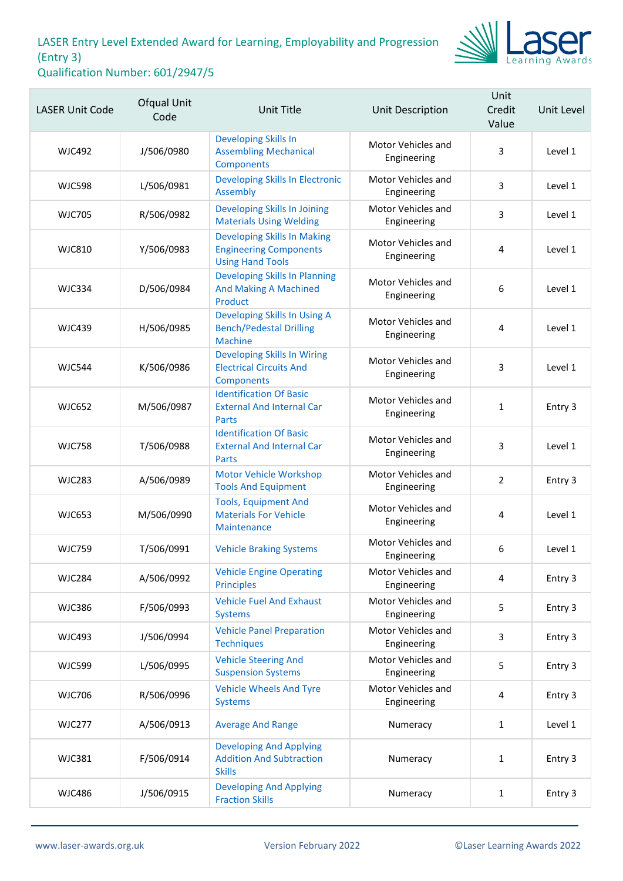# LASER Entry Level Extended Award for Learning, Employability and Progression (Entry 3)
## Qualification Number: 601/2947/5

| LASER Unit Code | Ofqual Unit Code | Unit Title | Unit Description | Unit Credit Value | Unit Level |
|---|---|---|---|---|---|
| WJC492 | J/506/0980 | Developing Skills In Assembling Mechanical Components | Motor Vehicles and Engineering | 3 | Level 1 |
| WJC598 | L/506/0981 | Developing Skills In Electronic Assembly | Motor Vehicles and Engineering | 3 | Level 1 |
| WJC705 | R/506/0982 | Developing Skills In Joining Materials Using Welding | Motor Vehicles and Engineering | 3 | Level 1 |
| WJC810 | Y/506/0983 | Developing Skills In Making Engineering Components Using Hand Tools | Motor Vehicles and Engineering | 4 | Level 1 |
| WJC334 | D/506/0984 | Developing Skills In Planning And Making A Machined Product | Motor Vehicles and Engineering | 6 | Level 1 |
| WJC439 | H/506/0985 | Developing Skills In Using A Bench/Pedestal Drilling Machine | Motor Vehicles and Engineering | 4 | Level 1 |
| WJC544 | K/506/0986 | Developing Skills In Wiring Electrical Circuits And Components | Motor Vehicles and Engineering | 3 | Level 1 |
| WJC652 | M/506/0987 | Identification Of Basic External And Internal Car Parts | Motor Vehicles and Engineering | 1 | Entry 3 |
| WJC758 | T/506/0988 | Identification Of Basic External And Internal Car Parts | Motor Vehicles and Engineering | 3 | Level 1 |
| WJC283 | A/506/0989 | Motor Vehicle Workshop Tools And Equipment | Motor Vehicles and Engineering | 2 | Entry 3 |
| WJC653 | M/506/0990 | Tools, Equipment And Materials For Vehicle Maintenance | Motor Vehicles and Engineering | 4 | Level 1 |
| WJC759 | T/506/0991 | Vehicle Braking Systems | Motor Vehicles and Engineering | 6 | Level 1 |
| WJC284 | A/506/0992 | Vehicle Engine Operating Principles | Motor Vehicles and Engineering | 4 | Entry 3 |
| WJC386 | F/506/0993 | Vehicle Fuel And Exhaust Systems | Motor Vehicles and Engineering | 5 | Entry 3 |
| WJC493 | J/506/0994 | Vehicle Panel Preparation Techniques | Motor Vehicles and Engineering | 3 | Entry 3 |
| WJC599 | L/506/0995 | Vehicle Steering And Suspension Systems | Motor Vehicles and Engineering | 5 | Entry 3 |
| WJC706 | R/506/0996 | Vehicle Wheels And Tyre Systems | Motor Vehicles and Engineering | 4 | Entry 3 |
| WJC277 | A/506/0913 | Average And Range | Numeracy | 1 | Level 1 |
| WJC381 | F/506/0914 | Developing And Applying Addition And Subtraction Skills | Numeracy | 1 | Entry 3 |
| WJC486 | J/506/0915 | Developing And Applying Fraction Skills | Numeracy | 1 | Entry 3 |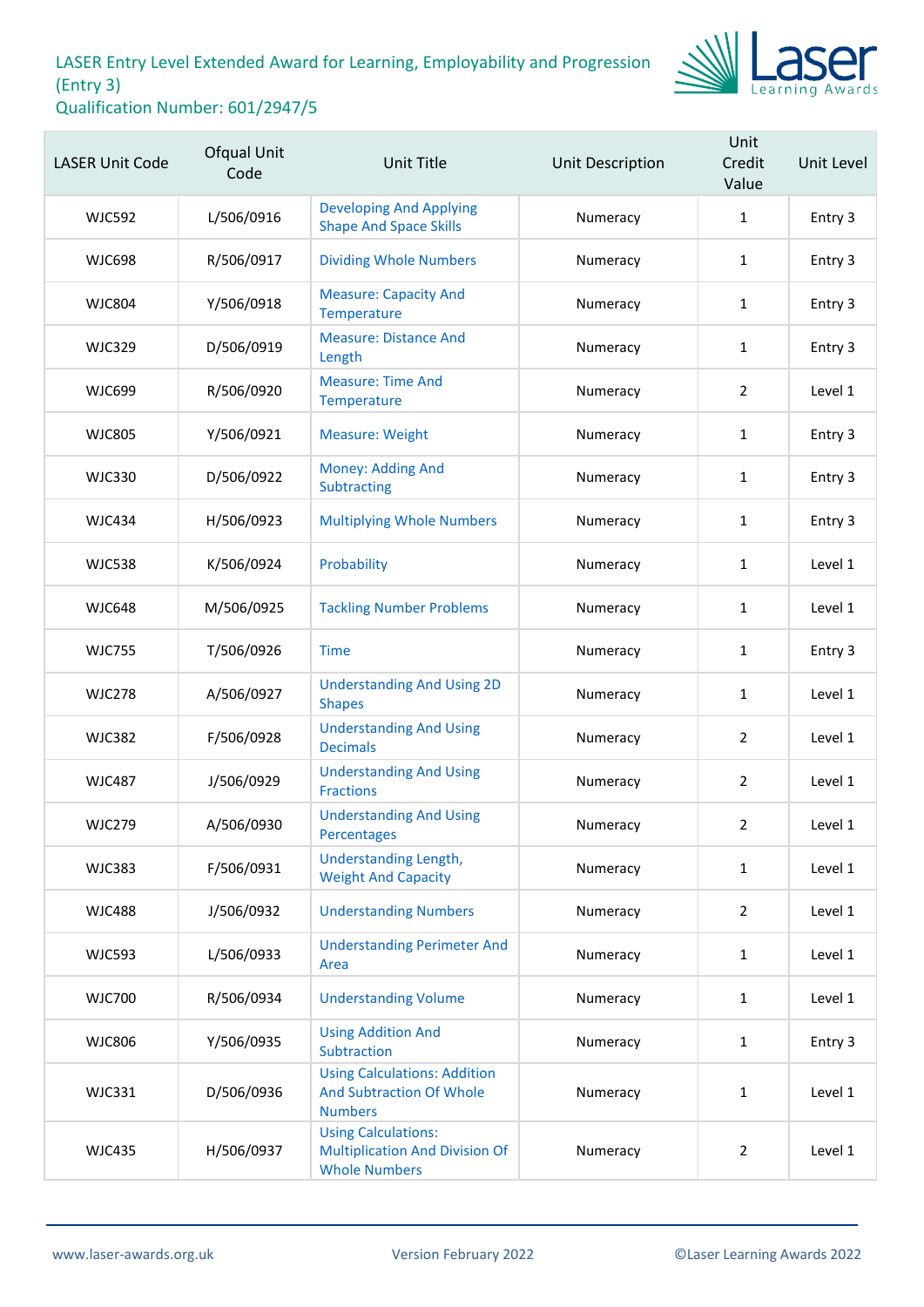# LASER Entry Level Extended Award for Learning, Employability and Progression (Entry 3)
## Qualification Number: 601/2947/5

| LASER Unit Code | Ofqual Unit Code | Unit Title | Unit Description | Unit Credit Value | Unit Level |
|---|---|---|---|---|---|
| WJC592 | L/506/0916 | Developing And Applying Shape And Space Skills | Numeracy | 1 | Entry 3 |
| WJC698 | R/506/0917 | Dividing Whole Numbers | Numeracy | 1 | Entry 3 |
| WJC804 | Y/506/0918 | Measure: Capacity And Temperature | Numeracy | 1 | Entry 3 |
| WJC329 | D/506/0919 | Measure: Distance And Length | Numeracy | 1 | Entry 3 |
| WJC699 | R/506/0920 | Measure: Time And Temperature | Numeracy | 2 | Level 1 |
| WJC805 | Y/506/0921 | Measure: Weight | Numeracy | 1 | Entry 3 |
| WJC330 | D/506/0922 | Money: Adding And Subtracting | Numeracy | 1 | Entry 3 |
| WJC434 | H/506/0923 | Multiplying Whole Numbers | Numeracy | 1 | Entry 3 |
| WJC538 | K/506/0924 | Probability | Numeracy | 1 | Level 1 |
| WJC648 | M/506/0925 | Tackling Number Problems | Numeracy | 1 | Level 1 |
| WJC755 | T/506/0926 | Time | Numeracy | 1 | Entry 3 |
| WJC278 | A/506/0927 | Understanding And Using 2D Shapes | Numeracy | 1 | Level 1 |
| WJC382 | F/506/0928 | Understanding And Using Decimals | Numeracy | 2 | Level 1 |
| WJC487 | J/506/0929 | Understanding And Using Fractions | Numeracy | 2 | Level 1 |
| WJC279 | A/506/0930 | Understanding And Using Percentages | Numeracy | 2 | Level 1 |
| WJC383 | F/506/0931 | Understanding Length, Weight And Capacity | Numeracy | 1 | Level 1 |
| WJC488 | J/506/0932 | Understanding Numbers | Numeracy | 2 | Level 1 |
| WJC593 | L/506/0933 | Understanding Perimeter And Area | Numeracy | 1 | Level 1 |
| WJC700 | R/506/0934 | Understanding Volume | Numeracy | 1 | Level 1 |
| WJC806 | Y/506/0935 | Using Addition And Subtraction | Numeracy | 1 | Entry 3 |
| WJC331 | D/506/0936 | Using Calculations: Addition And Subtraction Of Whole Numbers | Numeracy | 1 | Level 1 |
| WJC435 | H/506/0937 | Using Calculations: Multiplication And Division Of Whole Numbers | Numeracy | 2 | Level 1 |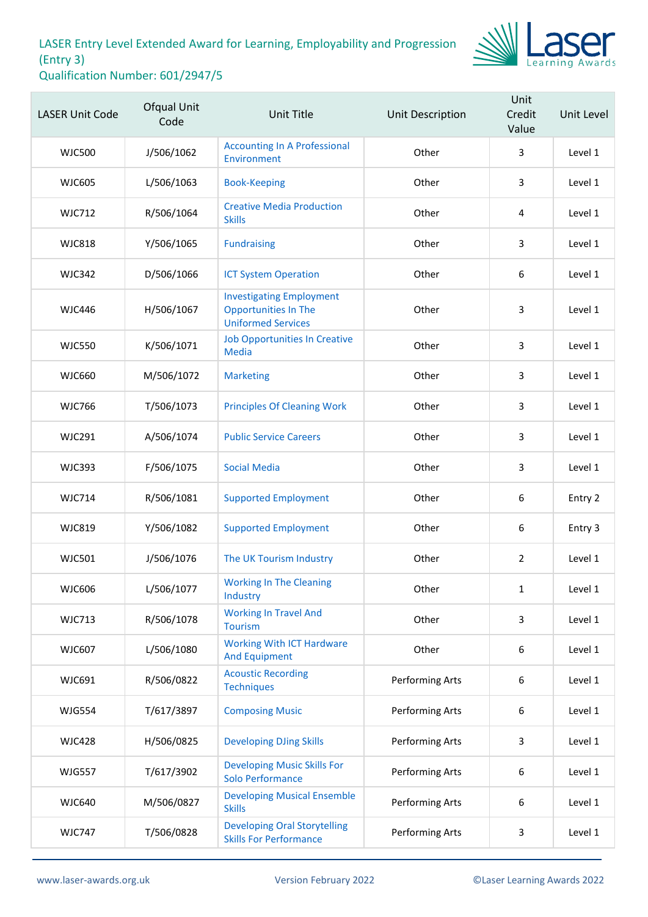# LASER Entry Level Extended Award for Learning, Employability and Progression (Entry 3)
## Qualification Number: 601/2947/5

| LASER Unit Code | Ofqual Unit Code | Unit Title | Unit Description | Unit Credit Value | Unit Level |
|---|---|---|---|---|---|
| WJC500 | J/506/1062 | Accounting In A Professional Environment | Other | 3 | Level 1 |
| WJC605 | L/506/1063 | Book-Keeping | Other | 3 | Level 1 |
| WJC712 | R/506/1064 | Creative Media Production Skills | Other | 4 | Level 1 |
| WJC818 | Y/506/1065 | Fundraising | Other | 3 | Level 1 |
| WJC342 | D/506/1066 | ICT System Operation | Other | 6 | Level 1 |
| WJC446 | H/506/1067 | Investigating Employment Opportunities In The Uniformed Services | Other | 3 | Level 1 |
| WJC550 | K/506/1071 | Job Opportunities In Creative Media | Other | 3 | Level 1 |
| WJC660 | M/506/1072 | Marketing | Other | 3 | Level 1 |
| WJC766 | T/506/1073 | Principles Of Cleaning Work | Other | 3 | Level 1 |
| WJC291 | A/506/1074 | Public Service Careers | Other | 3 | Level 1 |
| WJC393 | F/506/1075 | Social Media | Other | 3 | Level 1 |
| WJC714 | R/506/1081 | Supported Employment | Other | 6 | Entry 2 |
| WJC819 | Y/506/1082 | Supported Employment | Other | 6 | Entry 3 |
| WJC501 | J/506/1076 | The UK Tourism Industry | Other | 2 | Level 1 |
| WJC606 | L/506/1077 | Working In The Cleaning Industry | Other | 1 | Level 1 |
| WJC713 | R/506/1078 | Working In Travel And Tourism | Other | 3 | Level 1 |
| WJC607 | L/506/1080 | Working With ICT Hardware And Equipment | Other | 6 | Level 1 |
| WJC691 | R/506/0822 | Acoustic Recording Techniques | Performing Arts | 6 | Level 1 |
| WJG554 | T/617/3897 | Composing Music | Performing Arts | 6 | Level 1 |
| WJC428 | H/506/0825 | Developing DJing Skills | Performing Arts | 3 | Level 1 |
| WJG557 | T/617/3902 | Developing Music Skills For Solo Performance | Performing Arts | 6 | Level 1 |
| WJC640 | M/506/0827 | Developing Musical Ensemble Skills | Performing Arts | 6 | Level 1 |
| WJC747 | T/506/0828 | Developing Oral Storytelling Skills For Performance | Performing Arts | 3 | Level 1 |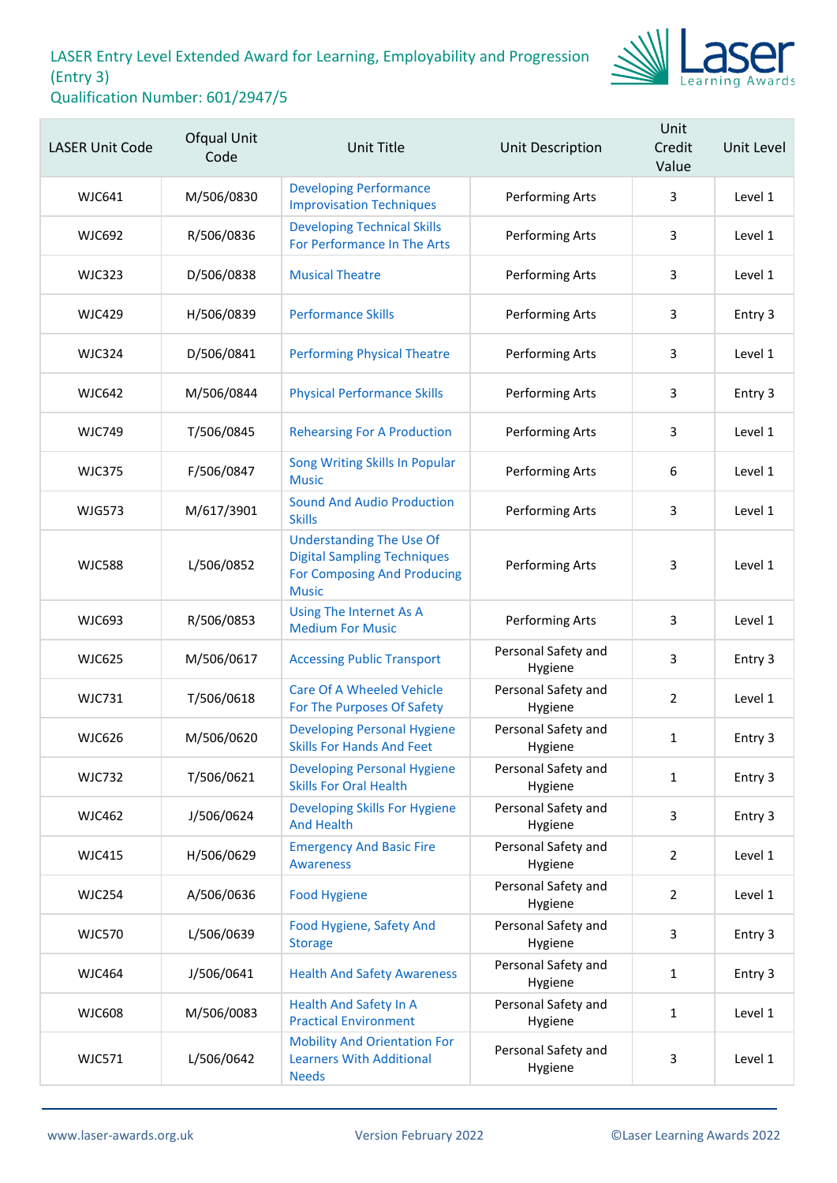# LASER Entry Level Extended Award for Learning, Employability and Progression (Entry 3)
## Qualification Number: 601/2947/5

| LASER Unit Code | Ofqual Unit Code | Unit Title | Unit Description | Unit Credit Value | Unit Level |
|---|---|---|---|---|---|
| WJC641 | M/506/0830 | Developing Performance Improvisation Techniques | Performing Arts | 3 | Level 1 |
| WJC692 | R/506/0836 | Developing Technical Skills For Performance In The Arts | Performing Arts | 3 | Level 1 |
| WJC323 | D/506/0838 | Musical Theatre | Performing Arts | 3 | Level 1 |
| WJC429 | H/506/0839 | Performance Skills | Performing Arts | 3 | Entry 3 |
| WJC324 | D/506/0841 | Performing Physical Theatre | Performing Arts | 3 | Level 1 |
| WJC642 | M/506/0844 | Physical Performance Skills | Performing Arts | 3 | Entry 3 |
| WJC749 | T/506/0845 | Rehearsing For A Production | Performing Arts | 3 | Level 1 |
| WJC375 | F/506/0847 | Song Writing Skills In Popular Music | Performing Arts | 6 | Level 1 |
| WJG573 | M/617/3901 | Sound And Audio Production Skills | Performing Arts | 3 | Level 1 |
| WJC588 | L/506/0852 | Understanding The Use Of Digital Sampling Techniques For Composing And Producing Music | Performing Arts | 3 | Level 1 |
| WJC693 | R/506/0853 | Using The Internet As A Medium For Music | Performing Arts | 3 | Level 1 |
| WJC625 | M/506/0617 | Accessing Public Transport | Personal Safety and Hygiene | 3 | Entry 3 |
| WJC731 | T/506/0618 | Care Of A Wheeled Vehicle For The Purposes Of Safety | Personal Safety and Hygiene | 2 | Level 1 |
| WJC626 | M/506/0620 | Developing Personal Hygiene Skills For Hands And Feet | Personal Safety and Hygiene | 1 | Entry 3 |
| WJC732 | T/506/0621 | Developing Personal Hygiene Skills For Oral Health | Personal Safety and Hygiene | 1 | Entry 3 |
| WJC462 | J/506/0624 | Developing Skills For Hygiene And Health | Personal Safety and Hygiene | 3 | Entry 3 |
| WJC415 | H/506/0629 | Emergency And Basic Fire Awareness | Personal Safety and Hygiene | 2 | Level 1 |
| WJC254 | A/506/0636 | Food Hygiene | Personal Safety and Hygiene | 2 | Level 1 |
| WJC570 | L/506/0639 | Food Hygiene, Safety And Storage | Personal Safety and Hygiene | 3 | Entry 3 |
| WJC464 | J/506/0641 | Health And Safety Awareness | Personal Safety and Hygiene | 1 | Entry 3 |
| WJC608 | M/506/0083 | Health And Safety In A Practical Environment | Personal Safety and Hygiene | 1 | Level 1 |
| WJC571 | L/506/0642 | Mobility And Orientation For Learners With Additional Needs | Personal Safety and Hygiene | 3 | Level 1 |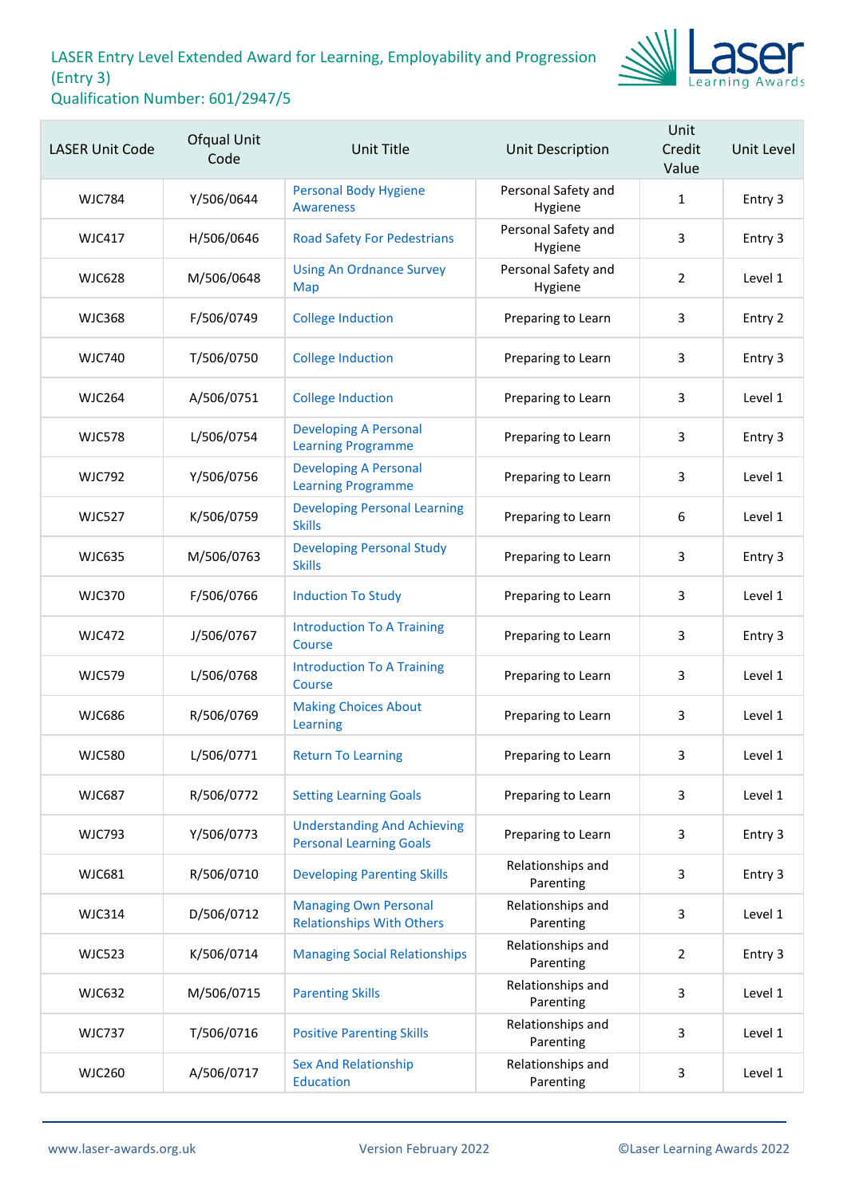# LASER Entry Level Extended Award for Learning, Employability and Progression (Entry 3)
## Qualification Number: 601/2947/5

| LASER Unit Code | Ofqual Unit Code | Unit Title | Unit Description | Unit Credit Value | Unit Level |
|---|---|---|---|---|---|
| WJC784 | Y/506/0644 | Personal Body Hygiene Awareness | Personal Safety and Hygiene | 1 | Entry 3 |
| WJC417 | H/506/0646 | Road Safety For Pedestrians | Personal Safety and Hygiene | 3 | Entry 3 |
| WJC628 | M/506/0648 | Using An Ordnance Survey Map | Personal Safety and Hygiene | 2 | Level 1 |
| WJC368 | F/506/0749 | College Induction | Preparing to Learn | 3 | Entry 2 |
| WJC740 | T/506/0750 | College Induction | Preparing to Learn | 3 | Entry 3 |
| WJC264 | A/506/0751 | College Induction | Preparing to Learn | 3 | Level 1 |
| WJC578 | L/506/0754 | Developing A Personal Learning Programme | Preparing to Learn | 3 | Entry 3 |
| WJC792 | Y/506/0756 | Developing A Personal Learning Programme | Preparing to Learn | 3 | Level 1 |
| WJC527 | K/506/0759 | Developing Personal Learning Skills | Preparing to Learn | 6 | Level 1 |
| WJC635 | M/506/0763 | Developing Personal Study Skills | Preparing to Learn | 3 | Entry 3 |
| WJC370 | F/506/0766 | Induction To Study | Preparing to Learn | 3 | Level 1 |
| WJC472 | J/506/0767 | Introduction To A Training Course | Preparing to Learn | 3 | Entry 3 |
| WJC579 | L/506/0768 | Introduction To A Training Course | Preparing to Learn | 3 | Level 1 |
| WJC686 | R/506/0769 | Making Choices About Learning | Preparing to Learn | 3 | Level 1 |
| WJC580 | L/506/0771 | Return To Learning | Preparing to Learn | 3 | Level 1 |
| WJC687 | R/506/0772 | Setting Learning Goals | Preparing to Learn | 3 | Level 1 |
| WJC793 | Y/506/0773 | Understanding And Achieving Personal Learning Goals | Preparing to Learn | 3 | Entry 3 |
| WJC681 | R/506/0710 | Developing Parenting Skills | Relationships and Parenting | 3 | Entry 3 |
| WJC314 | D/506/0712 | Managing Own Personal Relationships With Others | Relationships and Parenting | 3 | Level 1 |
| WJC523 | K/506/0714 | Managing Social Relationships | Relationships and Parenting | 2 | Entry 3 |
| WJC632 | M/506/0715 | Parenting Skills | Relationships and Parenting | 3 | Level 1 |
| WJC737 | T/506/0716 | Positive Parenting Skills | Relationships and Parenting | 3 | Level 1 |
| WJC260 | A/506/0717 | Sex And Relationship Education | Relationships and Parenting | 3 | Level 1 |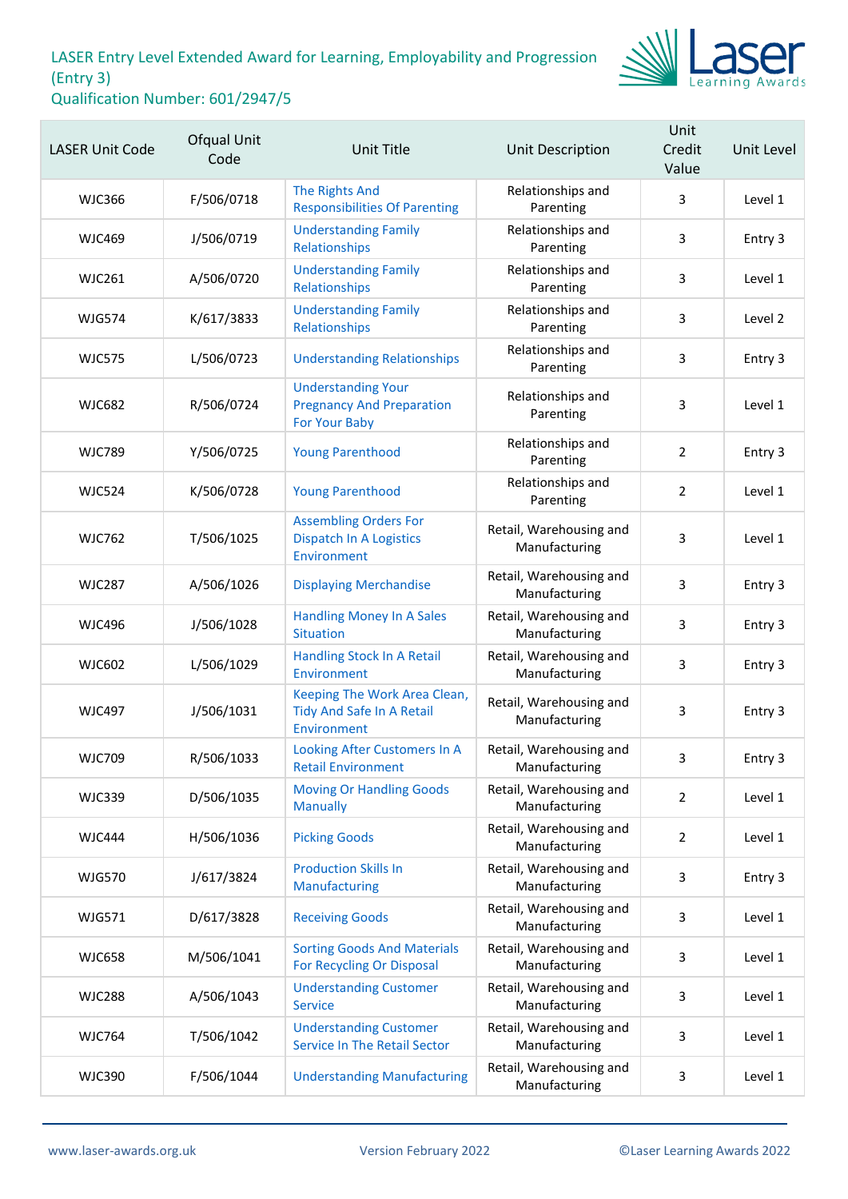# LASER Entry Level Extended Award for Learning, Employability and Progression (Entry 3)

Qualification Number: 601/2947/5

| LASER Unit Code | Ofqual Unit Code | Unit Title | Unit Description | Unit Credit Value | Unit Level |
|---|---|---|---|---|---|
| WJC366 | F/506/0718 | The Rights And Responsibilities Of Parenting | Relationships and Parenting | 3 | Level 1 |
| WJC469 | J/506/0719 | Understanding Family Relationships | Relationships and Parenting | 3 | Entry 3 |
| WJC261 | A/506/0720 | Understanding Family Relationships | Relationships and Parenting | 3 | Level 1 |
| WJG574 | K/617/3833 | Understanding Family Relationships | Relationships and Parenting | 3 | Level 2 |
| WJC575 | L/506/0723 | Understanding Relationships | Relationships and Parenting | 3 | Entry 3 |
| WJC682 | R/506/0724 | Understanding Your Pregnancy And Preparation For Your Baby | Relationships and Parenting | 3 | Level 1 |
| WJC789 | Y/506/0725 | Young Parenthood | Relationships and Parenting | 2 | Entry 3 |
| WJC524 | K/506/0728 | Young Parenthood | Relationships and Parenting | 2 | Level 1 |
| WJC762 | T/506/1025 | Assembling Orders For Dispatch In A Logistics Environment | Retail, Warehousing and Manufacturing | 3 | Level 1 |
| WJC287 | A/506/1026 | Displaying Merchandise | Retail, Warehousing and Manufacturing | 3 | Entry 3 |
| WJC496 | J/506/1028 | Handling Money In A Sales Situation | Retail, Warehousing and Manufacturing | 3 | Entry 3 |
| WJC602 | L/506/1029 | Handling Stock In A Retail Environment | Retail, Warehousing and Manufacturing | 3 | Entry 3 |
| WJC497 | J/506/1031 | Keeping The Work Area Clean, Tidy And Safe In A Retail Environment | Retail, Warehousing and Manufacturing | 3 | Entry 3 |
| WJC709 | R/506/1033 | Looking After Customers In A Retail Environment | Retail, Warehousing and Manufacturing | 3 | Entry 3 |
| WJC339 | D/506/1035 | Moving Or Handling Goods Manually | Retail, Warehousing and Manufacturing | 2 | Level 1 |
| WJC444 | H/506/1036 | Picking Goods | Retail, Warehousing and Manufacturing | 2 | Level 1 |
| WJG570 | J/617/3824 | Production Skills In Manufacturing | Retail, Warehousing and Manufacturing | 3 | Entry 3 |
| WJG571 | D/617/3828 | Receiving Goods | Retail, Warehousing and Manufacturing | 3 | Level 1 |
| WJC658 | M/506/1041 | Sorting Goods And Materials For Recycling Or Disposal | Retail, Warehousing and Manufacturing | 3 | Level 1 |
| WJC288 | A/506/1043 | Understanding Customer Service | Retail, Warehousing and Manufacturing | 3 | Level 1 |
| WJC764 | T/506/1042 | Understanding Customer Service In The Retail Sector | Retail, Warehousing and Manufacturing | 3 | Level 1 |
| WJC390 | F/506/1044 | Understanding Manufacturing | Retail, Warehousing and Manufacturing | 3 | Level 1 |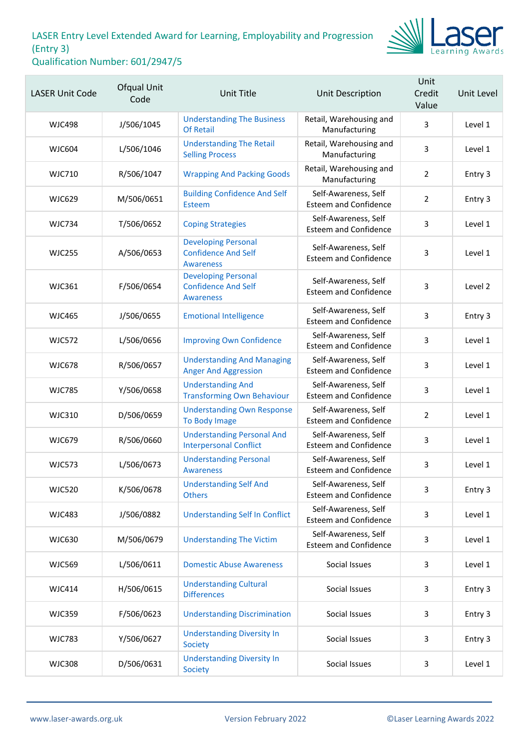LASER Entry Level Extended Award for Learning, Employability and Progression (Entry 3)
Qualification Number: 601/2947/5

| LASER Unit Code | Ofqual Unit Code | Unit Title | Unit Description | Unit Credit Value | Unit Level |
|---|---|---|---|---|---|
| WJC498 | J/506/1045 | Understanding The Business Of Retail | Retail, Warehousing and Manufacturing | 3 | Level 1 |
| WJC604 | L/506/1046 | Understanding The Retail Selling Process | Retail, Warehousing and Manufacturing | 3 | Level 1 |
| WJC710 | R/506/1047 | Wrapping And Packing Goods | Retail, Warehousing and Manufacturing | 2 | Entry 3 |
| WJC629 | M/506/0651 | Building Confidence And Self Esteem | Self-Awareness, Self Esteem and Confidence | 2 | Entry 3 |
| WJC734 | T/506/0652 | Coping Strategies | Self-Awareness, Self Esteem and Confidence | 3 | Level 1 |
| WJC255 | A/506/0653 | Developing Personal Confidence And Self Awareness | Self-Awareness, Self Esteem and Confidence | 3 | Level 1 |
| WJC361 | F/506/0654 | Developing Personal Confidence And Self Awareness | Self-Awareness, Self Esteem and Confidence | 3 | Level 2 |
| WJC465 | J/506/0655 | Emotional Intelligence | Self-Awareness, Self Esteem and Confidence | 3 | Entry 3 |
| WJC572 | L/506/0656 | Improving Own Confidence | Self-Awareness, Self Esteem and Confidence | 3 | Level 1 |
| WJC678 | R/506/0657 | Understanding And Managing Anger And Aggression | Self-Awareness, Self Esteem and Confidence | 3 | Level 1 |
| WJC785 | Y/506/0658 | Understanding And Transforming Own Behaviour | Self-Awareness, Self Esteem and Confidence | 3 | Level 1 |
| WJC310 | D/506/0659 | Understanding Own Response To Body Image | Self-Awareness, Self Esteem and Confidence | 2 | Level 1 |
| WJC679 | R/506/0660 | Understanding Personal And Interpersonal Conflict | Self-Awareness, Self Esteem and Confidence | 3 | Level 1 |
| WJC573 | L/506/0673 | Understanding Personal Awareness | Self-Awareness, Self Esteem and Confidence | 3 | Level 1 |
| WJC520 | K/506/0678 | Understanding Self And Others | Self-Awareness, Self Esteem and Confidence | 3 | Entry 3 |
| WJC483 | J/506/0882 | Understanding Self In Conflict | Self-Awareness, Self Esteem and Confidence | 3 | Level 1 |
| WJC630 | M/506/0679 | Understanding The Victim | Self-Awareness, Self Esteem and Confidence | 3 | Level 1 |
| WJC569 | L/506/0611 | Domestic Abuse Awareness | Social Issues | 3 | Level 1 |
| WJC414 | H/506/0615 | Understanding Cultural Differences | Social Issues | 3 | Entry 3 |
| WJC359 | F/506/0623 | Understanding Discrimination | Social Issues | 3 | Entry 3 |
| WJC783 | Y/506/0627 | Understanding Diversity In Society | Social Issues | 3 | Entry 3 |
| WJC308 | D/506/0631 | Understanding Diversity In Society | Social Issues | 3 | Level 1 |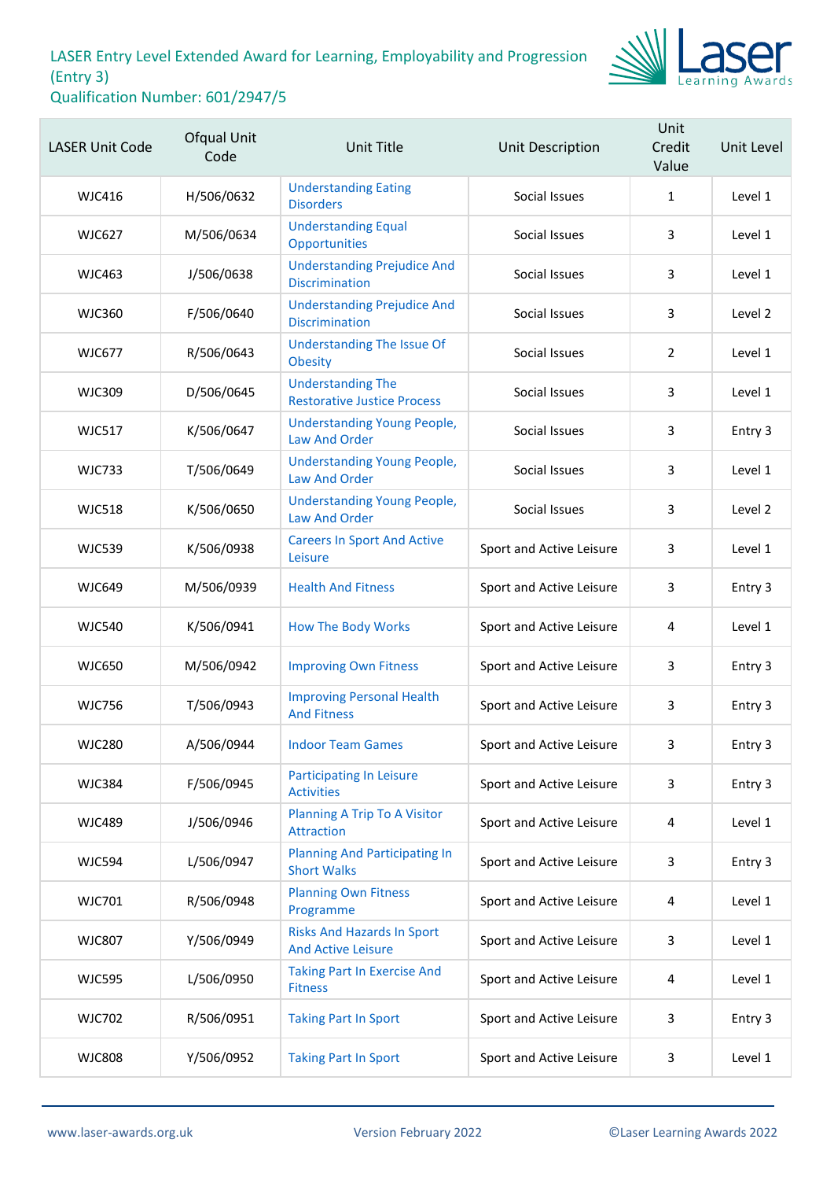# LASER Entry Level Extended Award for Learning, Employability and Progression (Entry 3)
Qualification Number: 601/2947/5

| LASER Unit Code | Ofqual Unit Code | Unit Title | Unit Description | Unit Credit Value | Unit Level |
|---|---|---|---|---|---|
| WJC416 | H/506/0632 | Understanding Eating Disorders | Social Issues | 1 | Level 1 |
| WJC627 | M/506/0634 | Understanding Equal Opportunities | Social Issues | 3 | Level 1 |
| WJC463 | J/506/0638 | Understanding Prejudice And Discrimination | Social Issues | 3 | Level 1 |
| WJC360 | F/506/0640 | Understanding Prejudice And Discrimination | Social Issues | 3 | Level 2 |
| WJC677 | R/506/0643 | Understanding The Issue Of Obesity | Social Issues | 2 | Level 1 |
| WJC309 | D/506/0645 | Understanding The Restorative Justice Process | Social Issues | 3 | Level 1 |
| WJC517 | K/506/0647 | Understanding Young People, Law And Order | Social Issues | 3 | Entry 3 |
| WJC733 | T/506/0649 | Understanding Young People, Law And Order | Social Issues | 3 | Level 1 |
| WJC518 | K/506/0650 | Understanding Young People, Law And Order | Social Issues | 3 | Level 2 |
| WJC539 | K/506/0938 | Careers In Sport And Active Leisure | Sport and Active Leisure | 3 | Level 1 |
| WJC649 | M/506/0939 | Health And Fitness | Sport and Active Leisure | 3 | Entry 3 |
| WJC540 | K/506/0941 | How The Body Works | Sport and Active Leisure | 4 | Level 1 |
| WJC650 | M/506/0942 | Improving Own Fitness | Sport and Active Leisure | 3 | Entry 3 |
| WJC756 | T/506/0943 | Improving Personal Health And Fitness | Sport and Active Leisure | 3 | Entry 3 |
| WJC280 | A/506/0944 | Indoor Team Games | Sport and Active Leisure | 3 | Entry 3 |
| WJC384 | F/506/0945 | Participating In Leisure Activities | Sport and Active Leisure | 3 | Entry 3 |
| WJC489 | J/506/0946 | Planning A Trip To A Visitor Attraction | Sport and Active Leisure | 4 | Level 1 |
| WJC594 | L/506/0947 | Planning And Participating In Short Walks | Sport and Active Leisure | 3 | Entry 3 |
| WJC701 | R/506/0948 | Planning Own Fitness Programme | Sport and Active Leisure | 4 | Level 1 |
| WJC807 | Y/506/0949 | Risks And Hazards In Sport And Active Leisure | Sport and Active Leisure | 3 | Level 1 |
| WJC595 | L/506/0950 | Taking Part In Exercise And Fitness | Sport and Active Leisure | 4 | Level 1 |
| WJC702 | R/506/0951 | Taking Part In Sport | Sport and Active Leisure | 3 | Entry 3 |
| WJC808 | Y/506/0952 | Taking Part In Sport | Sport and Active Leisure | 3 | Level 1 |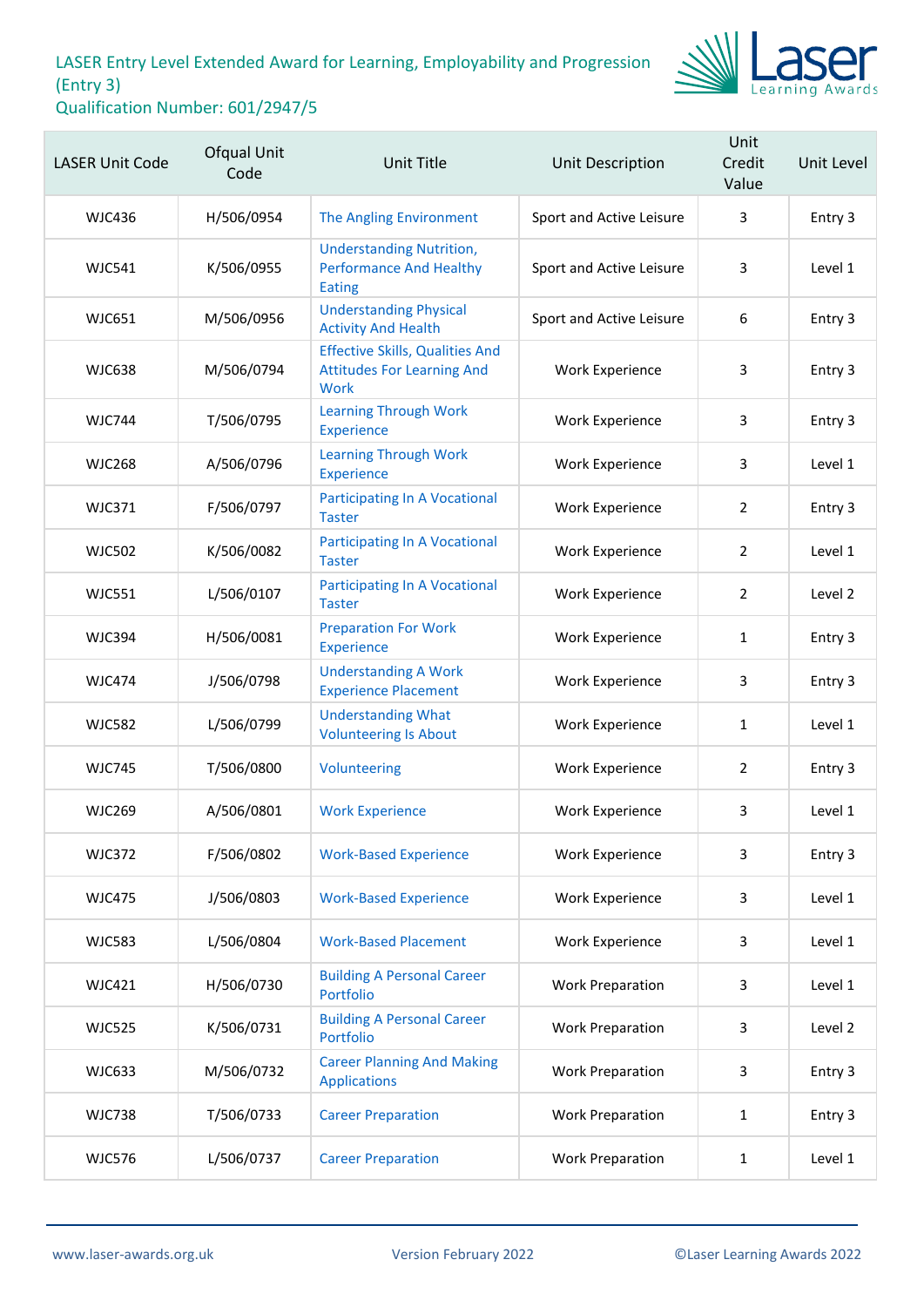# LASER Entry Level Extended Award for Learning, Employability and Progression (Entry 3)
## Qualification Number: 601/2947/5

| LASER Unit Code | Ofqual Unit Code | Unit Title | Unit Description | Unit Credit Value | Unit Level |
|---|---|---|---|---|---|
| WJC436 | H/506/0954 | The Angling Environment | Sport and Active Leisure | 3 | Entry 3 |
| WJC541 | K/506/0955 | Understanding Nutrition, Performance And Healthy Eating | Sport and Active Leisure | 3 | Level 1 |
| WJC651 | M/506/0956 | Understanding Physical Activity And Health | Sport and Active Leisure | 6 | Entry 3 |
| WJC638 | M/506/0794 | Effective Skills, Qualities And Attitudes For Learning And Work | Work Experience | 3 | Entry 3 |
| WJC744 | T/506/0795 | Learning Through Work Experience | Work Experience | 3 | Entry 3 |
| WJC268 | A/506/0796 | Learning Through Work Experience | Work Experience | 3 | Level 1 |
| WJC371 | F/506/0797 | Participating In A Vocational Taster | Work Experience | 2 | Entry 3 |
| WJC502 | K/506/0082 | Participating In A Vocational Taster | Work Experience | 2 | Level 1 |
| WJC551 | L/506/0107 | Participating In A Vocational Taster | Work Experience | 2 | Level 2 |
| WJC394 | H/506/0081 | Preparation For Work Experience | Work Experience | 1 | Entry 3 |
| WJC474 | J/506/0798 | Understanding A Work Experience Placement | Work Experience | 3 | Entry 3 |
| WJC582 | L/506/0799 | Understanding What Volunteering Is About | Work Experience | 1 | Level 1 |
| WJC745 | T/506/0800 | Volunteering | Work Experience | 2 | Entry 3 |
| WJC269 | A/506/0801 | Work Experience | Work Experience | 3 | Level 1 |
| WJC372 | F/506/0802 | Work-Based Experience | Work Experience | 3 | Entry 3 |
| WJC475 | J/506/0803 | Work-Based Experience | Work Experience | 3 | Level 1 |
| WJC583 | L/506/0804 | Work-Based Placement | Work Experience | 3 | Level 1 |
| WJC421 | H/506/0730 | Building A Personal Career Portfolio | Work Preparation | 3 | Level 1 |
| WJC525 | K/506/0731 | Building A Personal Career Portfolio | Work Preparation | 3 | Level 2 |
| WJC633 | M/506/0732 | Career Planning And Making Applications | Work Preparation | 3 | Entry 3 |
| WJC738 | T/506/0733 | Career Preparation | Work Preparation | 1 | Entry 3 |
| WJC576 | L/506/0737 | Career Preparation | Work Preparation | 1 | Level 1 |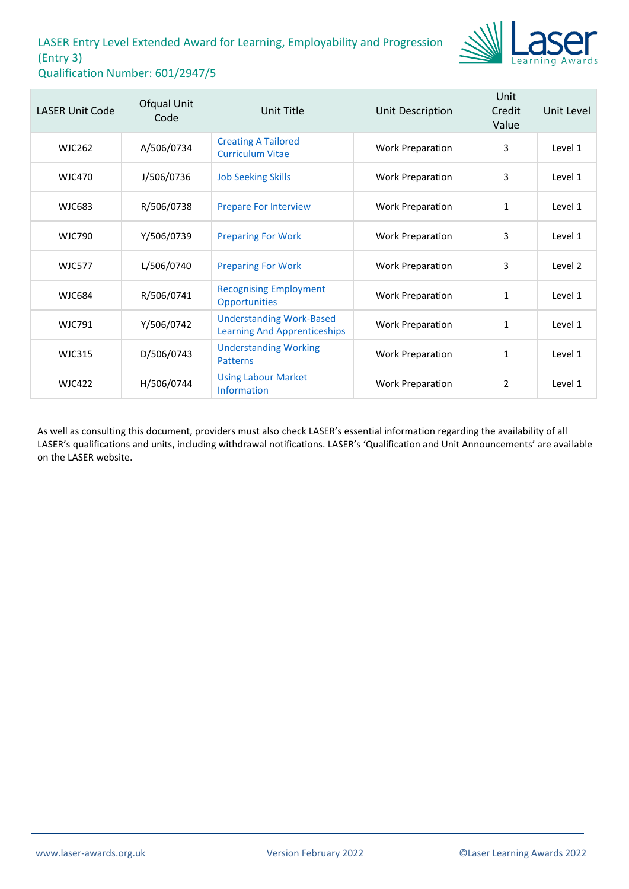| LASER Unit Code | Ofqual Unit Code | Unit Title | Unit Description | Unit Credit Value | Unit Level |
|---|---|---|---|---|---|
| WJC262 | A/506/0734 | Creating A Tailored Curriculum Vitae | Work Preparation | 3 | Level 1 |
| WJC470 | J/506/0736 | Job Seeking Skills | Work Preparation | 3 | Level 1 |
| WJC683 | R/506/0738 | Prepare For Interview | Work Preparation | 1 | Level 1 |
| WJC790 | Y/506/0739 | Preparing For Work | Work Preparation | 3 | Level 1 |
| WJC577 | L/506/0740 | Preparing For Work | Work Preparation | 3 | Level 2 |
| WJC684 | R/506/0741 | Recognising Employment Opportunities | Work Preparation | 1 | Level 1 |
| WJC791 | Y/506/0742 | Understanding Work-Based Learning And Apprenticeships | Work Preparation | 1 | Level 1 |
| WJC315 | D/506/0743 | Understanding Working Patterns | Work Preparation | 1 | Level 1 |
| WJC422 | H/506/0744 | Using Labour Market Information | Work Preparation | 2 | Level 1 |

As well as consulting this document, providers must also check LASER's essential information regarding the availability of all LASER's qualifications and units, including withdrawal notifications. LASER's 'Qualification and Unit Announcements' are available on the LASER website.